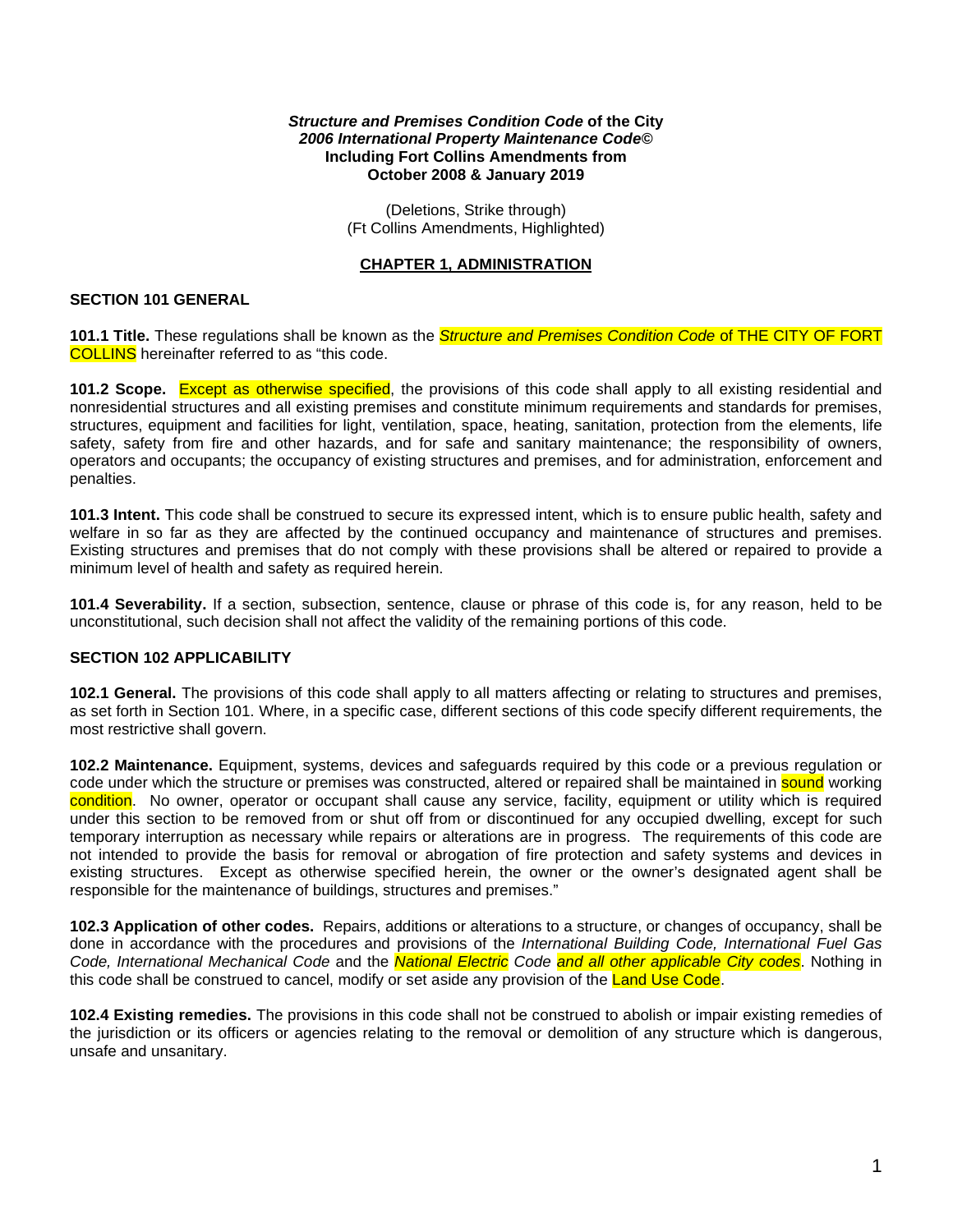***Structure and Premises Condition Code* of the City**
***2006 International Property Maintenance Code©***
**Including Fort Collins Amendments from**
**October 2008 & January 2019**

(Deletions, Strike through)
(Ft Collins Amendments, Highlighted)

## CHAPTER 1, ADMINISTRATION

### SECTION 101 GENERAL

**101.1 Title.** These regulations shall be known as the *Structure and Premises Condition Code* of THE CITY OF FORT COLLINS hereinafter referred to as "this code.

**101.2 Scope.** Except as otherwise specified, the provisions of this code shall apply to all existing residential and nonresidential structures and all existing premises and constitute minimum requirements and standards for premises, structures, equipment and facilities for light, ventilation, space, heating, sanitation, protection from the elements, life safety, safety from fire and other hazards, and for safe and sanitary maintenance; the responsibility of owners, operators and occupants; the occupancy of existing structures and premises, and for administration, enforcement and penalties.

**101.3 Intent.** This code shall be construed to secure its expressed intent, which is to ensure public health, safety and welfare in so far as they are affected by the continued occupancy and maintenance of structures and premises. Existing structures and premises that do not comply with these provisions shall be altered or repaired to provide a minimum level of health and safety as required herein.

**101.4 Severability.** If a section, subsection, sentence, clause or phrase of this code is, for any reason, held to be unconstitutional, such decision shall not affect the validity of the remaining portions of this code.

### SECTION 102 APPLICABILITY

**102.1 General.** The provisions of this code shall apply to all matters affecting or relating to structures and premises, as set forth in Section 101. Where, in a specific case, different sections of this code specify different requirements, the most restrictive shall govern.

**102.2 Maintenance.** Equipment, systems, devices and safeguards required by this code or a previous regulation or code under which the structure or premises was constructed, altered or repaired shall be maintained in sound working condition. No owner, operator or occupant shall cause any service, facility, equipment or utility which is required under this section to be removed from or shut off from or discontinued for any occupied dwelling, except for such temporary interruption as necessary while repairs or alterations are in progress. The requirements of this code are not intended to provide the basis for removal or abrogation of fire protection and safety systems and devices in existing structures. Except as otherwise specified herein, the owner or the owner's designated agent shall be responsible for the maintenance of buildings, structures and premises."

**102.3 Application of other codes.** Repairs, additions or alterations to a structure, or changes of occupancy, shall be done in accordance with the procedures and provisions of the *International Building Code, International Fuel Gas Code, International Mechanical Code* and the *National Electric Code and all other applicable City codes*. Nothing in this code shall be construed to cancel, modify or set aside any provision of the Land Use Code.

**102.4 Existing remedies.** The provisions in this code shall not be construed to abolish or impair existing remedies of the jurisdiction or its officers or agencies relating to the removal or demolition of any structure which is dangerous, unsafe and unsanitary.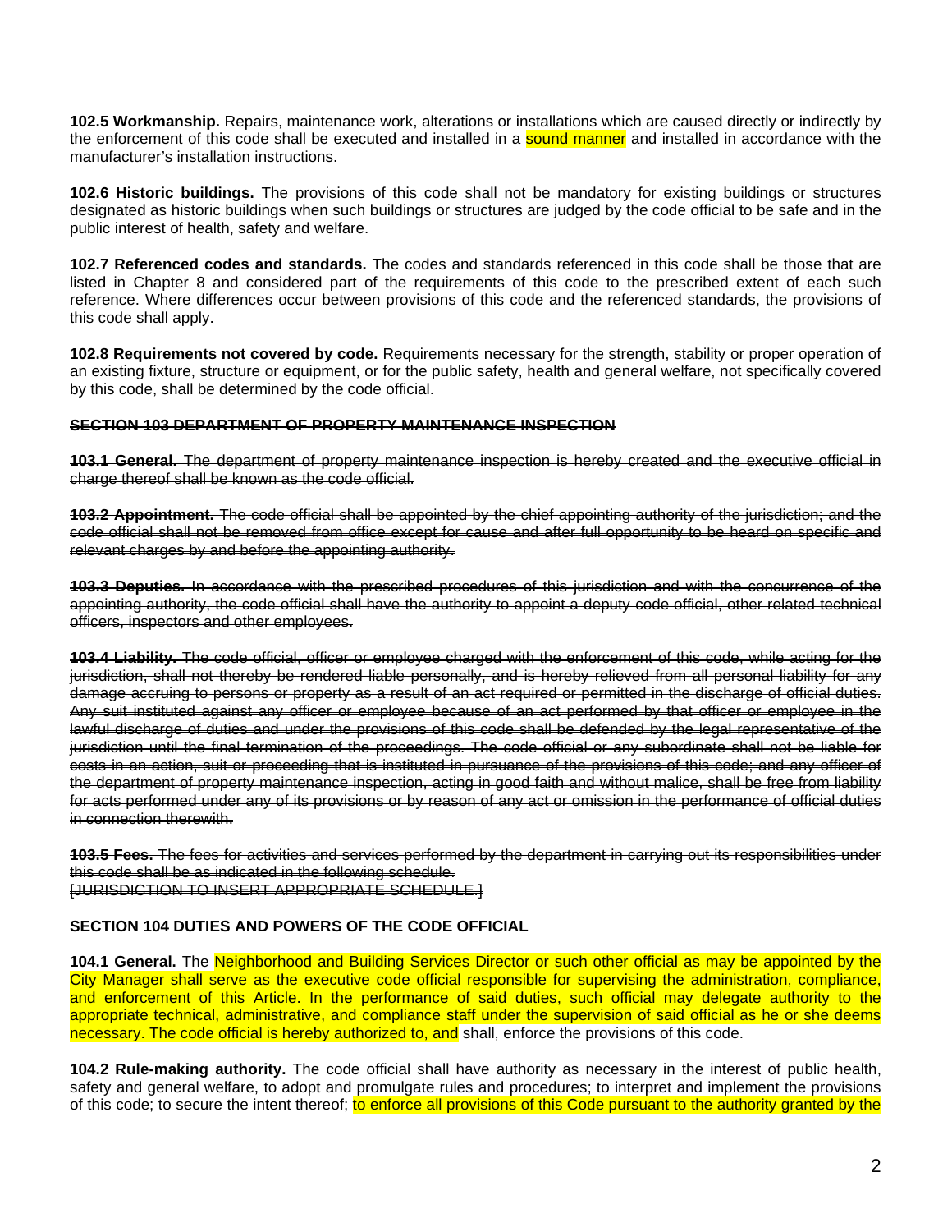**102.5 Workmanship.** Repairs, maintenance work, alterations or installations which are caused directly or indirectly by the enforcement of this code shall be executed and installed in a sound manner and installed in accordance with the manufacturer's installation instructions.

**102.6 Historic buildings.** The provisions of this code shall not be mandatory for existing buildings or structures designated as historic buildings when such buildings or structures are judged by the code official to be safe and in the public interest of health, safety and welfare.

**102.7 Referenced codes and standards.** The codes and standards referenced in this code shall be those that are listed in Chapter 8 and considered part of the requirements of this code to the prescribed extent of each such reference. Where differences occur between provisions of this code and the referenced standards, the provisions of this code shall apply.

**102.8 Requirements not covered by code.** Requirements necessary for the strength, stability or proper operation of an existing fixture, structure or equipment, or for the public safety, health and general welfare, not specifically covered by this code, shall be determined by the code official.

~~**SECTION 103 DEPARTMENT OF PROPERTY MAINTENANCE INSPECTION**~~

~~**103.1 General.** The department of property maintenance inspection is hereby created and the executive official in charge thereof shall be known as the code official.~~

~~**103.2 Appointment.** The code official shall be appointed by the chief appointing authority of the jurisdiction; and the code official shall not be removed from office except for cause and after full opportunity to be heard on specific and relevant charges by and before the appointing authority.~~

~~**103.3 Deputies.** In accordance with the prescribed procedures of this jurisdiction and with the concurrence of the appointing authority, the code official shall have the authority to appoint a deputy code official, other related technical officers, inspectors and other employees.~~

~~**103.4 Liability.** The code official, officer or employee charged with the enforcement of this code, while acting for the jurisdiction, shall not thereby be rendered liable personally, and is hereby relieved from all personal liability for any damage accruing to persons or property as a result of an act required or permitted in the discharge of official duties. Any suit instituted against any officer or employee because of an act performed by that officer or employee in the lawful discharge of duties and under the provisions of this code shall be defended by the legal representative of the jurisdiction until the final termination of the proceedings. The code official or any subordinate shall not be liable for costs in an action, suit or proceeding that is instituted in pursuance of the provisions of this code; and any officer of the department of property maintenance inspection, acting in good faith and without malice, shall be free from liability for acts performed under any of its provisions or by reason of any act or omission in the performance of official duties in connection therewith.~~

~~**103.5 Fees.** The fees for activities and services performed by the department in carrying out its responsibilities under this code shall be as indicated in the following schedule.~~
~~[JURISDICTION TO INSERT APPROPRIATE SCHEDULE.]~~

**SECTION 104 DUTIES AND POWERS OF THE CODE OFFICIAL**

**104.1 General.** The Neighborhood and Building Services Director or such other official as may be appointed by the City Manager shall serve as the executive code official responsible for supervising the administration, compliance, and enforcement of this Article. In the performance of said duties, such official may delegate authority to the appropriate technical, administrative, and compliance staff under the supervision of said official as he or she deems necessary. The code official is hereby authorized to, and shall, enforce the provisions of this code.

**104.2 Rule-making authority.** The code official shall have authority as necessary in the interest of public health, safety and general welfare, to adopt and promulgate rules and procedures; to interpret and implement the provisions of this code; to secure the intent thereof; to enforce all provisions of this Code pursuant to the authority granted by the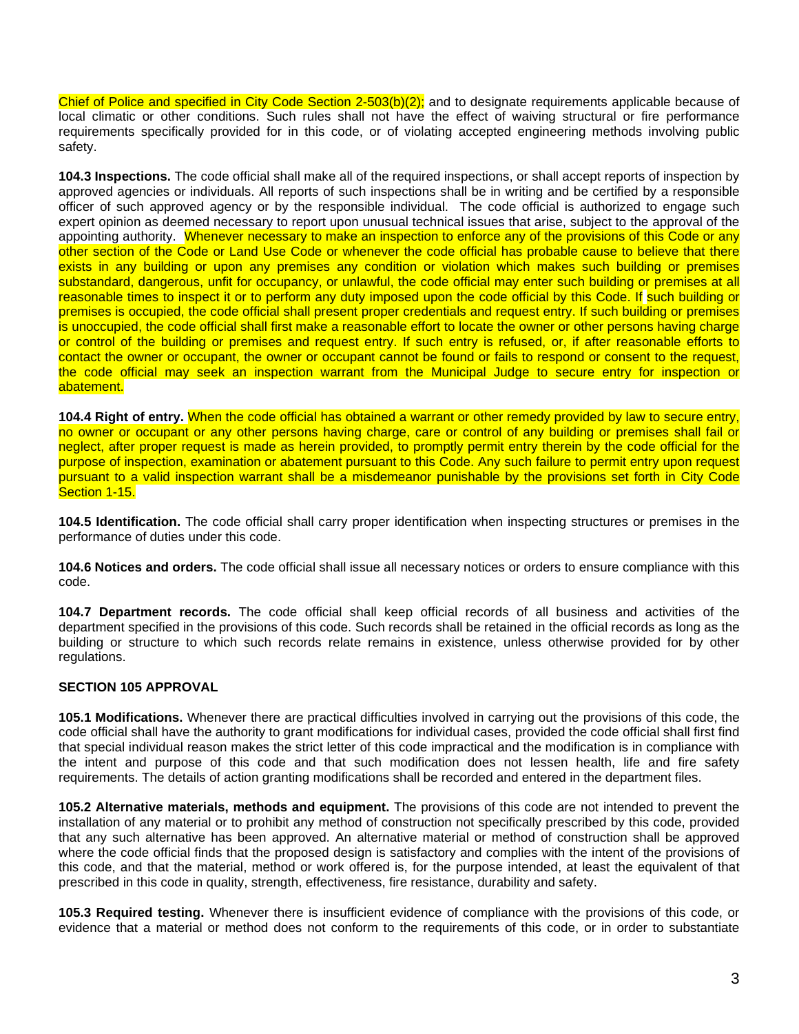Chief of Police and specified in City Code Section 2-503(b)(2); and to designate requirements applicable because of local climatic or other conditions. Such rules shall not have the effect of waiving structural or fire performance requirements specifically provided for in this code, or of violating accepted engineering methods involving public safety.

**104.3 Inspections.** The code official shall make all of the required inspections, or shall accept reports of inspection by approved agencies or individuals. All reports of such inspections shall be in writing and be certified by a responsible officer of such approved agency or by the responsible individual. The code official is authorized to engage such expert opinion as deemed necessary to report upon unusual technical issues that arise, subject to the approval of the appointing authority. Whenever necessary to make an inspection to enforce any of the provisions of this Code or any other section of the Code or Land Use Code or whenever the code official has probable cause to believe that there exists in any building or upon any premises any condition or violation which makes such building or premises substandard, dangerous, unfit for occupancy, or unlawful, the code official may enter such building or premises at all reasonable times to inspect it or to perform any duty imposed upon the code official by this Code. If such building or premises is occupied, the code official shall present proper credentials and request entry. If such building or premises is unoccupied, the code official shall first make a reasonable effort to locate the owner or other persons having charge or control of the building or premises and request entry. If such entry is refused, or, if after reasonable efforts to contact the owner or occupant, the owner or occupant cannot be found or fails to respond or consent to the request, the code official may seek an inspection warrant from the Municipal Judge to secure entry for inspection or abatement.

**104.4 Right of entry.** When the code official has obtained a warrant or other remedy provided by law to secure entry, no owner or occupant or any other persons having charge, care or control of any building or premises shall fail or neglect, after proper request is made as herein provided, to promptly permit entry therein by the code official for the purpose of inspection, examination or abatement pursuant to this Code. Any such failure to permit entry upon request pursuant to a valid inspection warrant shall be a misdemeanor punishable by the provisions set forth in City Code Section 1-15.

**104.5 Identification.** The code official shall carry proper identification when inspecting structures or premises in the performance of duties under this code.

**104.6 Notices and orders.** The code official shall issue all necessary notices or orders to ensure compliance with this code.

**104.7 Department records.** The code official shall keep official records of all business and activities of the department specified in the provisions of this code. Such records shall be retained in the official records as long as the building or structure to which such records relate remains in existence, unless otherwise provided for by other regulations.

**SECTION 105 APPROVAL**

**105.1 Modifications.** Whenever there are practical difficulties involved in carrying out the provisions of this code, the code official shall have the authority to grant modifications for individual cases, provided the code official shall first find that special individual reason makes the strict letter of this code impractical and the modification is in compliance with the intent and purpose of this code and that such modification does not lessen health, life and fire safety requirements. The details of action granting modifications shall be recorded and entered in the department files.

**105.2 Alternative materials, methods and equipment.** The provisions of this code are not intended to prevent the installation of any material or to prohibit any method of construction not specifically prescribed by this code, provided that any such alternative has been approved. An alternative material or method of construction shall be approved where the code official finds that the proposed design is satisfactory and complies with the intent of the provisions of this code, and that the material, method or work offered is, for the purpose intended, at least the equivalent of that prescribed in this code in quality, strength, effectiveness, fire resistance, durability and safety.

**105.3 Required testing.** Whenever there is insufficient evidence of compliance with the provisions of this code, or evidence that a material or method does not conform to the requirements of this code, or in order to substantiate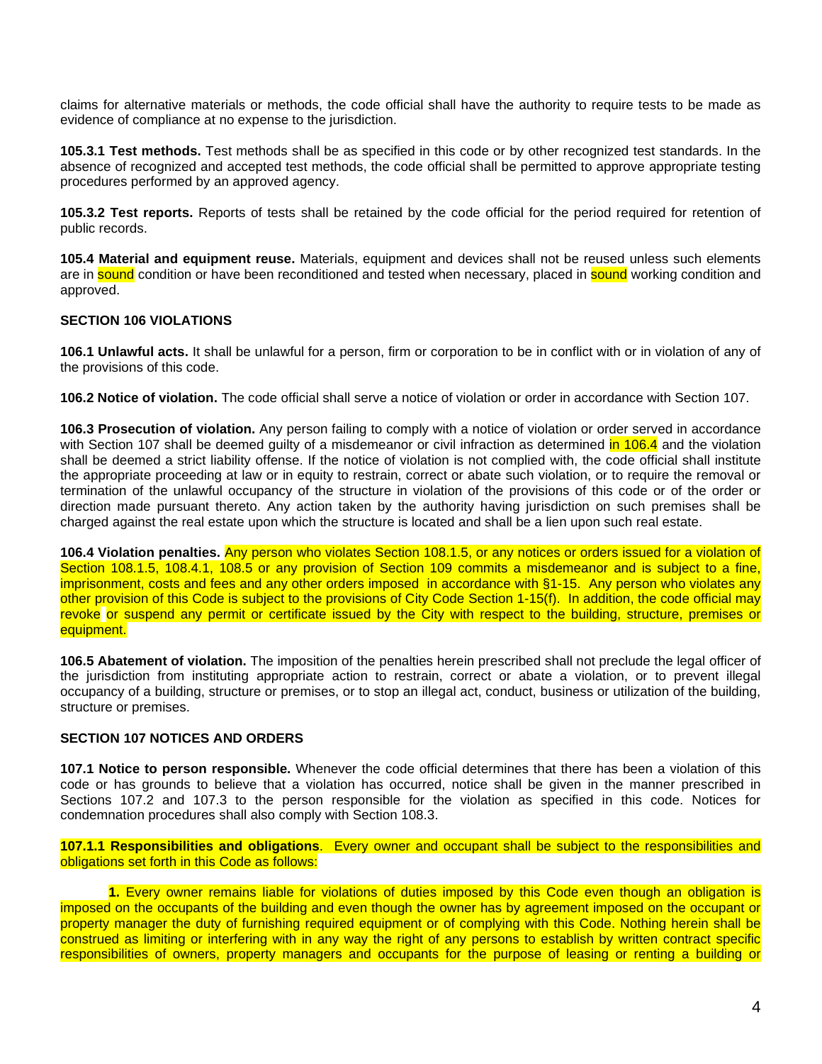claims for alternative materials or methods, the code official shall have the authority to require tests to be made as evidence of compliance at no expense to the jurisdiction.

**105.3.1 Test methods.** Test methods shall be as specified in this code or by other recognized test standards. In the absence of recognized and accepted test methods, the code official shall be permitted to approve appropriate testing procedures performed by an approved agency.

**105.3.2 Test reports.** Reports of tests shall be retained by the code official for the period required for retention of public records.

**105.4 Material and equipment reuse.** Materials, equipment and devices shall not be reused unless such elements are in sound condition or have been reconditioned and tested when necessary, placed in sound working condition and approved.

**SECTION 106 VIOLATIONS**

**106.1 Unlawful acts.** It shall be unlawful for a person, firm or corporation to be in conflict with or in violation of any of the provisions of this code.

**106.2 Notice of violation.** The code official shall serve a notice of violation or order in accordance with Section 107.

**106.3 Prosecution of violation.** Any person failing to comply with a notice of violation or order served in accordance with Section 107 shall be deemed guilty of a misdemeanor or civil infraction as determined in 106.4 and the violation shall be deemed a strict liability offense. If the notice of violation is not complied with, the code official shall institute the appropriate proceeding at law or in equity to restrain, correct or abate such violation, or to require the removal or termination of the unlawful occupancy of the structure in violation of the provisions of this code or of the order or direction made pursuant thereto. Any action taken by the authority having jurisdiction on such premises shall be charged against the real estate upon which the structure is located and shall be a lien upon such real estate.

**106.4 Violation penalties.** Any person who violates Section 108.1.5, or any notices or orders issued for a violation of Section 108.1.5, 108.4.1, 108.5 or any provision of Section 109 commits a misdemeanor and is subject to a fine, imprisonment, costs and fees and any other orders imposed in accordance with §1-15. Any person who violates any other provision of this Code is subject to the provisions of City Code Section 1-15(f). In addition, the code official may revoke or suspend any permit or certificate issued by the City with respect to the building, structure, premises or equipment.

**106.5 Abatement of violation.** The imposition of the penalties herein prescribed shall not preclude the legal officer of the jurisdiction from instituting appropriate action to restrain, correct or abate a violation, or to prevent illegal occupancy of a building, structure or premises, or to stop an illegal act, conduct, business or utilization of the building, structure or premises.

**SECTION 107 NOTICES AND ORDERS**

**107.1 Notice to person responsible.** Whenever the code official determines that there has been a violation of this code or has grounds to believe that a violation has occurred, notice shall be given in the manner prescribed in Sections 107.2 and 107.3 to the person responsible for the violation as specified in this code. Notices for condemnation procedures shall also comply with Section 108.3.

**107.1.1 Responsibilities and obligations**. Every owner and occupant shall be subject to the responsibilities and obligations set forth in this Code as follows:

**1.** Every owner remains liable for violations of duties imposed by this Code even though an obligation is imposed on the occupants of the building and even though the owner has by agreement imposed on the occupant or property manager the duty of furnishing required equipment or of complying with this Code. Nothing herein shall be construed as limiting or interfering with in any way the right of any persons to establish by written contract specific responsibilities of owners, property managers and occupants for the purpose of leasing or renting a building or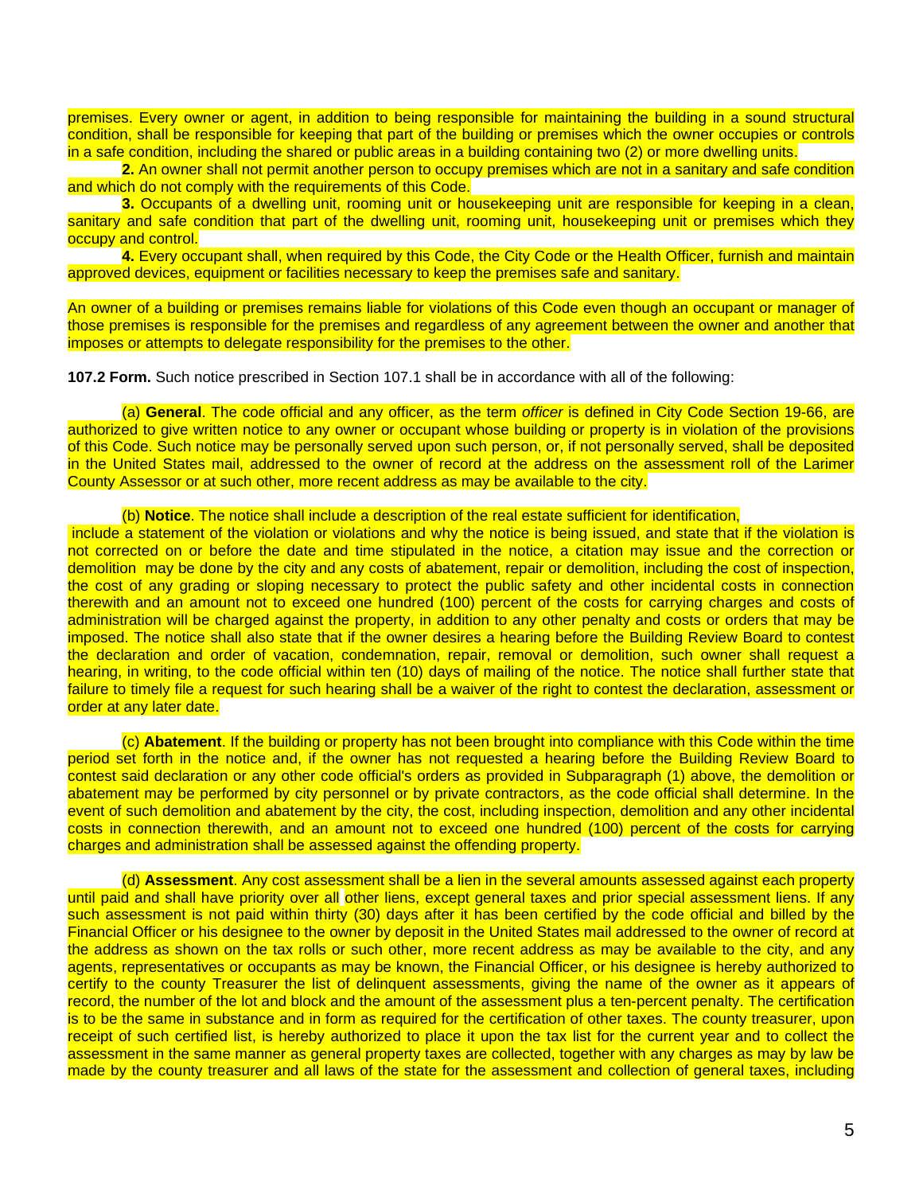premises. Every owner or agent, in addition to being responsible for maintaining the building in a sound structural condition, shall be responsible for keeping that part of the building or premises which the owner occupies or controls in a safe condition, including the shared or public areas in a building containing two (2) or more dwelling units.

**2.** An owner shall not permit another person to occupy premises which are not in a sanitary and safe condition and which do not comply with the requirements of this Code.

**3.** Occupants of a dwelling unit, rooming unit or housekeeping unit are responsible for keeping in a clean, sanitary and safe condition that part of the dwelling unit, rooming unit, housekeeping unit or premises which they occupy and control.

**4.** Every occupant shall, when required by this Code, the City Code or the Health Officer, furnish and maintain approved devices, equipment or facilities necessary to keep the premises safe and sanitary.

An owner of a building or premises remains liable for violations of this Code even though an occupant or manager of those premises is responsible for the premises and regardless of any agreement between the owner and another that imposes or attempts to delegate responsibility for the premises to the other.

**107.2 Form.** Such notice prescribed in Section 107.1 shall be in accordance with all of the following:

(a) **General**. The code official and any officer, as the term *officer* is defined in City Code Section 19-66, are authorized to give written notice to any owner or occupant whose building or property is in violation of the provisions of this Code. Such notice may be personally served upon such person, or, if not personally served, shall be deposited in the United States mail, addressed to the owner of record at the address on the assessment roll of the Larimer County Assessor or at such other, more recent address as may be available to the city.

(b) **Notice**. The notice shall include a description of the real estate sufficient for identification, include a statement of the violation or violations and why the notice is being issued, and state that if the violation is not corrected on or before the date and time stipulated in the notice, a citation may issue and the correction or demolition may be done by the city and any costs of abatement, repair or demolition, including the cost of inspection, the cost of any grading or sloping necessary to protect the public safety and other incidental costs in connection therewith and an amount not to exceed one hundred (100) percent of the costs for carrying charges and costs of administration will be charged against the property, in addition to any other penalty and costs or orders that may be imposed. The notice shall also state that if the owner desires a hearing before the Building Review Board to contest the declaration and order of vacation, condemnation, repair, removal or demolition, such owner shall request a hearing, in writing, to the code official within ten (10) days of mailing of the notice. The notice shall further state that failure to timely file a request for such hearing shall be a waiver of the right to contest the declaration, assessment or order at any later date.

(c) **Abatement**. If the building or property has not been brought into compliance with this Code within the time period set forth in the notice and, if the owner has not requested a hearing before the Building Review Board to contest said declaration or any other code official's orders as provided in Subparagraph (1) above, the demolition or abatement may be performed by city personnel or by private contractors, as the code official shall determine. In the event of such demolition and abatement by the city, the cost, including inspection, demolition and any other incidental costs in connection therewith, and an amount not to exceed one hundred (100) percent of the costs for carrying charges and administration shall be assessed against the offending property.

(d) **Assessment**. Any cost assessment shall be a lien in the several amounts assessed against each property until paid and shall have priority over all other liens, except general taxes and prior special assessment liens. If any such assessment is not paid within thirty (30) days after it has been certified by the code official and billed by the Financial Officer or his designee to the owner by deposit in the United States mail addressed to the owner of record at the address as shown on the tax rolls or such other, more recent address as may be available to the city, and any agents, representatives or occupants as may be known, the Financial Officer, or his designee is hereby authorized to certify to the county Treasurer the list of delinquent assessments, giving the name of the owner as it appears of record, the number of the lot and block and the amount of the assessment plus a ten-percent penalty. The certification is to be the same in substance and in form as required for the certification of other taxes. The county treasurer, upon receipt of such certified list, is hereby authorized to place it upon the tax list for the current year and to collect the assessment in the same manner as general property taxes are collected, together with any charges as may by law be made by the county treasurer and all laws of the state for the assessment and collection of general taxes, including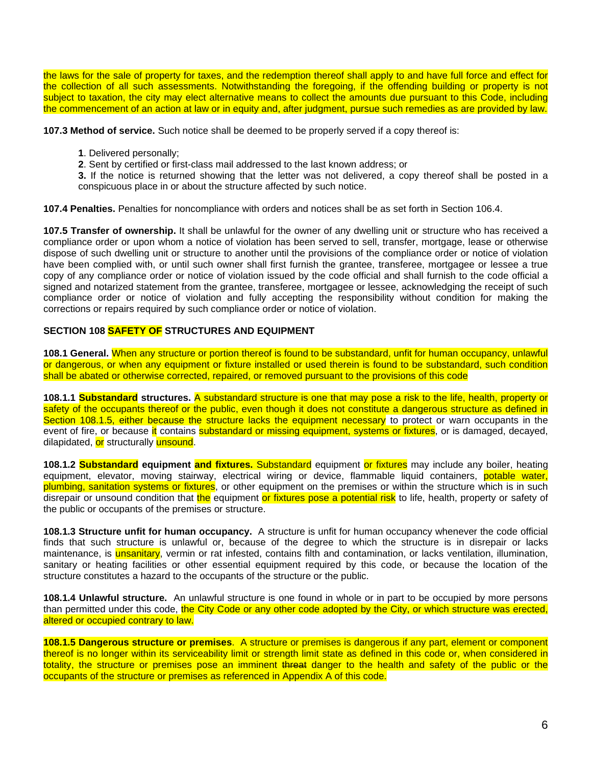the laws for the sale of property for taxes, and the redemption thereof shall apply to and have full force and effect for the collection of all such assessments. Notwithstanding the foregoing, if the offending building or property is not subject to taxation, the city may elect alternative means to collect the amounts due pursuant to this Code, including the commencement of an action at law or in equity and, after judgment, pursue such remedies as are provided by law.

**107.3 Method of service.** Such notice shall be deemed to be properly served if a copy thereof is:

1. Delivered personally;
2. Sent by certified or first-class mail addressed to the last known address; or
3. If the notice is returned showing that the letter was not delivered, a copy thereof shall be posted in a conspicuous place in or about the structure affected by such notice.

**107.4 Penalties.** Penalties for noncompliance with orders and notices shall be as set forth in Section 106.4.

**107.5 Transfer of ownership.** It shall be unlawful for the owner of any dwelling unit or structure who has received a compliance order or upon whom a notice of violation has been served to sell, transfer, mortgage, lease or otherwise dispose of such dwelling unit or structure to another until the provisions of the compliance order or notice of violation have been complied with, or until such owner shall first furnish the grantee, transferee, mortgagee or lessee a true copy of any compliance order or notice of violation issued by the code official and shall furnish to the code official a signed and notarized statement from the grantee, transferee, mortgagee or lessee, acknowledging the receipt of such compliance order or notice of violation and fully accepting the responsibility without condition for making the corrections or repairs required by such compliance order or notice of violation.

**SECTION 108 SAFETY OF STRUCTURES AND EQUIPMENT**

**108.1 General.** When any structure or portion thereof is found to be substandard, unfit for human occupancy, unlawful or dangerous, or when any equipment or fixture installed or used therein is found to be substandard, such condition shall be abated or otherwise corrected, repaired, or removed pursuant to the provisions of this code

**108.1.1 Substandard structures.** A substandard structure is one that may pose a risk to the life, health, property or safety of the occupants thereof or the public, even though it does not constitute a dangerous structure as defined in Section 108.1.5, either because the structure lacks the equipment necessary to protect or warn occupants in the event of fire, or because it contains substandard or missing equipment, systems or fixtures, or is damaged, decayed, dilapidated, or structurally unsound.

**108.1.2 Substandard equipment and fixtures.** Substandard equipment or fixtures may include any boiler, heating equipment, elevator, moving stairway, electrical wiring or device, flammable liquid containers, potable water, plumbing, sanitation systems or fixtures, or other equipment on the premises or within the structure which is in such disrepair or unsound condition that the equipment or fixtures pose a potential risk to life, health, property or safety of the public or occupants of the premises or structure.

**108.1.3 Structure unfit for human occupancy.** A structure is unfit for human occupancy whenever the code official finds that such structure is unlawful or, because of the degree to which the structure is in disrepair or lacks maintenance, is unsanitary, vermin or rat infested, contains filth and contamination, or lacks ventilation, illumination, sanitary or heating facilities or other essential equipment required by this code, or because the location of the structure constitutes a hazard to the occupants of the structure or the public.

**108.1.4 Unlawful structure.** An unlawful structure is one found in whole or in part to be occupied by more persons than permitted under this code, the City Code or any other code adopted by the City, or which structure was erected, altered or occupied contrary to law.

**108.1.5 Dangerous structure or premises**. A structure or premises is dangerous if any part, element or component thereof is no longer within its serviceability limit or strength limit state as defined in this code or, when considered in totality, the structure or premises pose an imminent ~~threat~~ danger to the health and safety of the public or the occupants of the structure or premises as referenced in Appendix A of this code.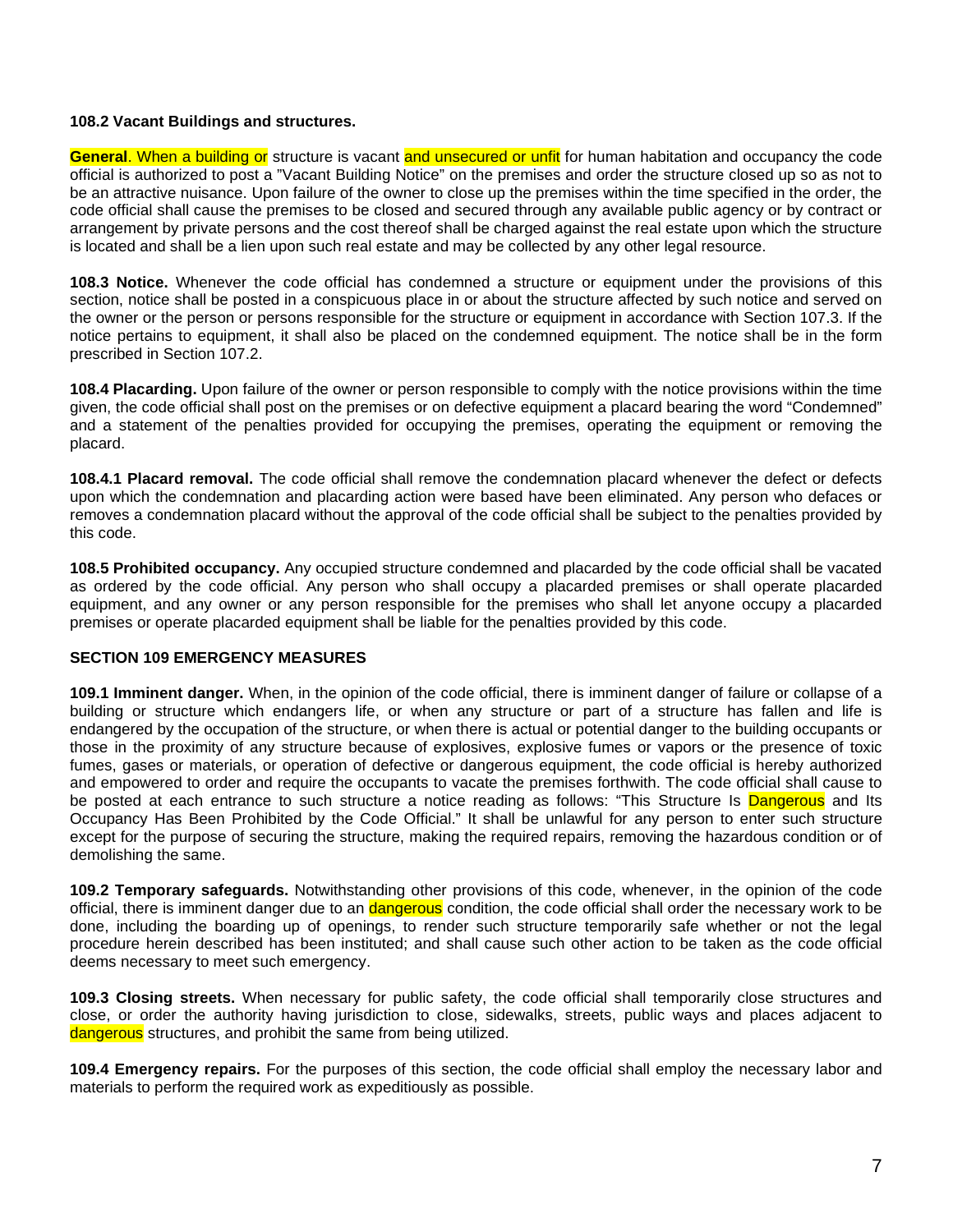**108.2 Vacant Buildings and structures.**

**General**. When a building or structure is vacant and unsecured or unfit for human habitation and occupancy the code official is authorized to post a "Vacant Building Notice" on the premises and order the structure closed up so as not to be an attractive nuisance. Upon failure of the owner to close up the premises within the time specified in the order, the code official shall cause the premises to be closed and secured through any available public agency or by contract or arrangement by private persons and the cost thereof shall be charged against the real estate upon which the structure is located and shall be a lien upon such real estate and may be collected by any other legal resource.

**108.3 Notice.** Whenever the code official has condemned a structure or equipment under the provisions of this section, notice shall be posted in a conspicuous place in or about the structure affected by such notice and served on the owner or the person or persons responsible for the structure or equipment in accordance with Section 107.3. If the notice pertains to equipment, it shall also be placed on the condemned equipment. The notice shall be in the form prescribed in Section 107.2.

**108.4 Placarding.** Upon failure of the owner or person responsible to comply with the notice provisions within the time given, the code official shall post on the premises or on defective equipment a placard bearing the word "Condemned" and a statement of the penalties provided for occupying the premises, operating the equipment or removing the placard.

**108.4.1 Placard removal.** The code official shall remove the condemnation placard whenever the defect or defects upon which the condemnation and placarding action were based have been eliminated. Any person who defaces or removes a condemnation placard without the approval of the code official shall be subject to the penalties provided by this code.

**108.5 Prohibited occupancy.** Any occupied structure condemned and placarded by the code official shall be vacated as ordered by the code official. Any person who shall occupy a placarded premises or shall operate placarded equipment, and any owner or any person responsible for the premises who shall let anyone occupy a placarded premises or operate placarded equipment shall be liable for the penalties provided by this code.

## SECTION 109 EMERGENCY MEASURES

**109.1 Imminent danger.** When, in the opinion of the code official, there is imminent danger of failure or collapse of a building or structure which endangers life, or when any structure or part of a structure has fallen and life is endangered by the occupation of the structure, or when there is actual or potential danger to the building occupants or those in the proximity of any structure because of explosives, explosive fumes or vapors or the presence of toxic fumes, gases or materials, or operation of defective or dangerous equipment, the code official is hereby authorized and empowered to order and require the occupants to vacate the premises forthwith. The code official shall cause to be posted at each entrance to such structure a notice reading as follows: "This Structure Is Dangerous and Its Occupancy Has Been Prohibited by the Code Official." It shall be unlawful for any person to enter such structure except for the purpose of securing the structure, making the required repairs, removing the hazardous condition or of demolishing the same.

**109.2 Temporary safeguards.** Notwithstanding other provisions of this code, whenever, in the opinion of the code official, there is imminent danger due to an dangerous condition, the code official shall order the necessary work to be done, including the boarding up of openings, to render such structure temporarily safe whether or not the legal procedure herein described has been instituted; and shall cause such other action to be taken as the code official deems necessary to meet such emergency.

**109.3 Closing streets.** When necessary for public safety, the code official shall temporarily close structures and close, or order the authority having jurisdiction to close, sidewalks, streets, public ways and places adjacent to dangerous structures, and prohibit the same from being utilized.

**109.4 Emergency repairs.** For the purposes of this section, the code official shall employ the necessary labor and materials to perform the required work as expeditiously as possible.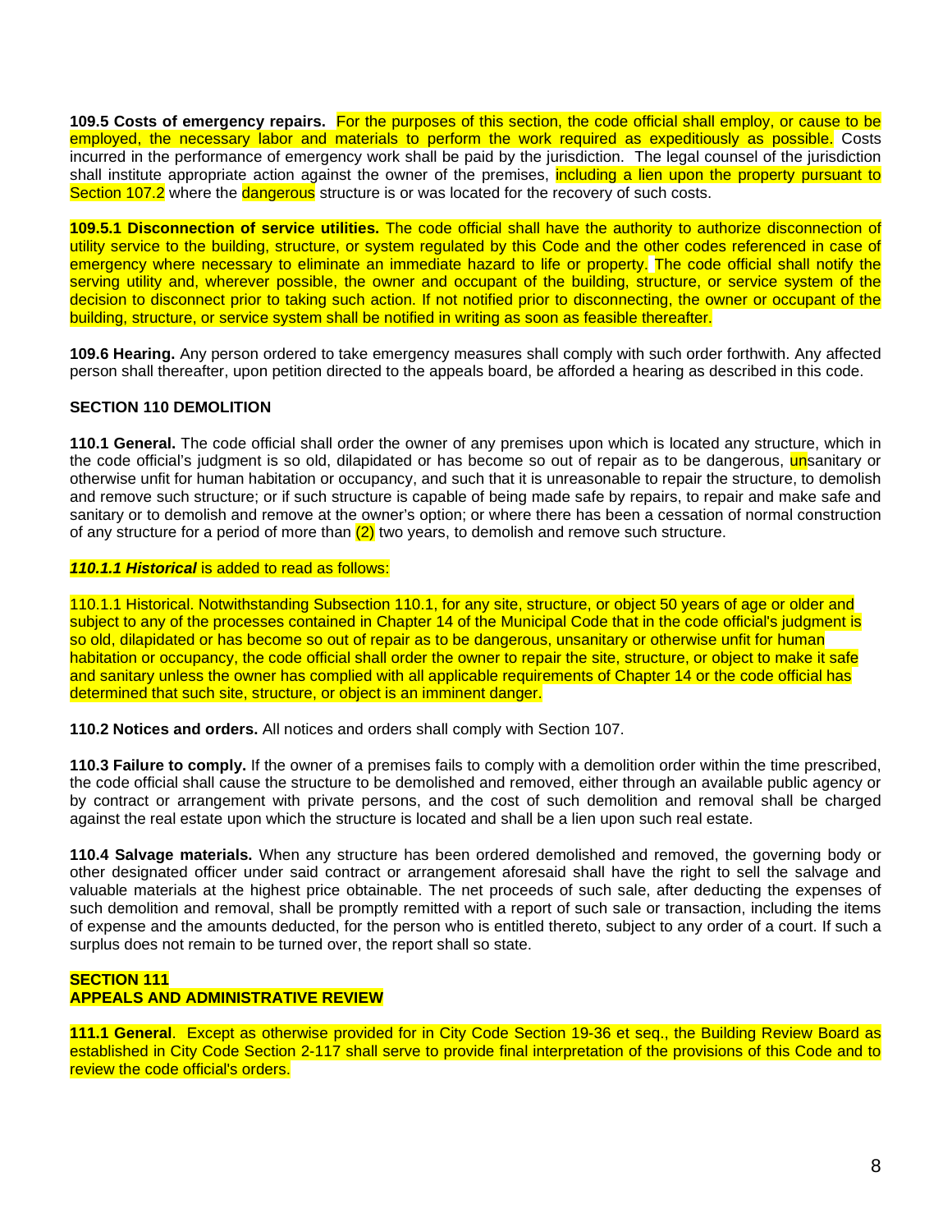**109.5 Costs of emergency repairs.** For the purposes of this section, the code official shall employ, or cause to be employed, the necessary labor and materials to perform the work required as expeditiously as possible. Costs incurred in the performance of emergency work shall be paid by the jurisdiction. The legal counsel of the jurisdiction shall institute appropriate action against the owner of the premises, including a lien upon the property pursuant to Section 107.2 where the dangerous structure is or was located for the recovery of such costs.

**109.5.1 Disconnection of service utilities.** The code official shall have the authority to authorize disconnection of utility service to the building, structure, or system regulated by this Code and the other codes referenced in case of emergency where necessary to eliminate an immediate hazard to life or property. The code official shall notify the serving utility and, wherever possible, the owner and occupant of the building, structure, or service system of the decision to disconnect prior to taking such action. If not notified prior to disconnecting, the owner or occupant of the building, structure, or service system shall be notified in writing as soon as feasible thereafter.

**109.6 Hearing.** Any person ordered to take emergency measures shall comply with such order forthwith. Any affected person shall thereafter, upon petition directed to the appeals board, be afforded a hearing as described in this code.

## SECTION 110 DEMOLITION

**110.1 General.** The code official shall order the owner of any premises upon which is located any structure, which in the code official's judgment is so old, dilapidated or has become so out of repair as to be dangerous, unsanitary or otherwise unfit for human habitation or occupancy, and such that it is unreasonable to repair the structure, to demolish and remove such structure; or if such structure is capable of being made safe by repairs, to repair and make safe and sanitary or to demolish and remove at the owner's option; or where there has been a cessation of normal construction of any structure for a period of more than (2) two years, to demolish and remove such structure.

***110.1.1 Historical*** is added to read as follows:

110.1.1 Historical. Notwithstanding Subsection 110.1, for any site, structure, or object 50 years of age or older and subject to any of the processes contained in Chapter 14 of the Municipal Code that in the code official's judgment is so old, dilapidated or has become so out of repair as to be dangerous, unsanitary or otherwise unfit for human habitation or occupancy, the code official shall order the owner to repair the site, structure, or object to make it safe and sanitary unless the owner has complied with all applicable requirements of Chapter 14 or the code official has determined that such site, structure, or object is an imminent danger.

**110.2 Notices and orders.** All notices and orders shall comply with Section 107.

**110.3 Failure to comply.** If the owner of a premises fails to comply with a demolition order within the time prescribed, the code official shall cause the structure to be demolished and removed, either through an available public agency or by contract or arrangement with private persons, and the cost of such demolition and removal shall be charged against the real estate upon which the structure is located and shall be a lien upon such real estate.

**110.4 Salvage materials.** When any structure has been ordered demolished and removed, the governing body or other designated officer under said contract or arrangement aforesaid shall have the right to sell the salvage and valuable materials at the highest price obtainable. The net proceeds of such sale, after deducting the expenses of such demolition and removal, shall be promptly remitted with a report of such sale or transaction, including the items of expense and the amounts deducted, for the person who is entitled thereto, subject to any order of a court. If such a surplus does not remain to be turned over, the report shall so state.

## SECTION 111
## APPEALS AND ADMINISTRATIVE REVIEW

**111.1 General**. Except as otherwise provided for in City Code Section 19-36 et seq., the Building Review Board as established in City Code Section 2-117 shall serve to provide final interpretation of the provisions of this Code and to review the code official's orders.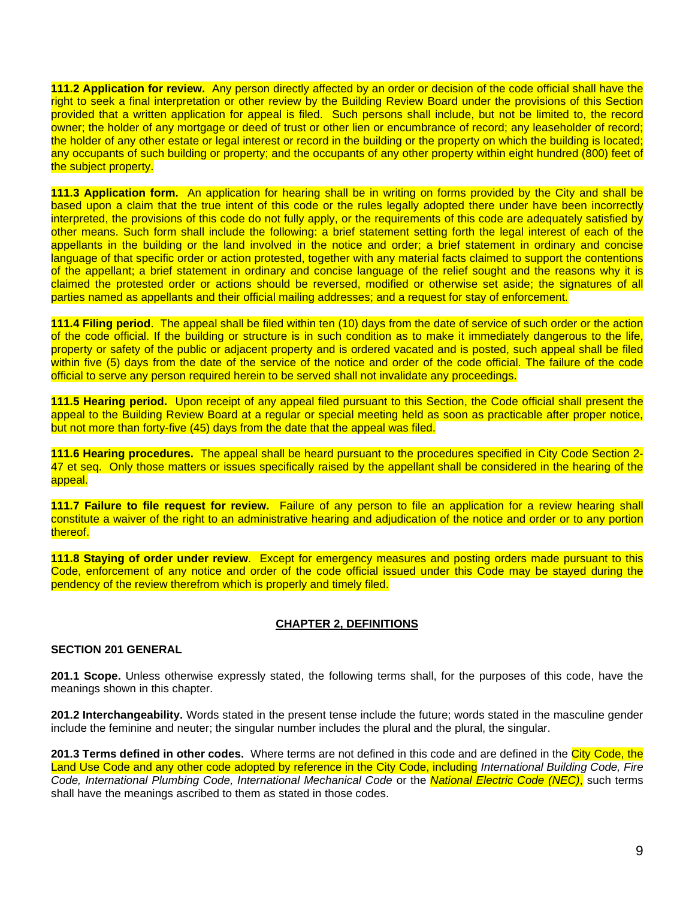**111.2 Application for review.** Any person directly affected by an order or decision of the code official shall have the right to seek a final interpretation or other review by the Building Review Board under the provisions of this Section provided that a written application for appeal is filed. Such persons shall include, but not be limited to, the record owner; the holder of any mortgage or deed of trust or other lien or encumbrance of record; any leaseholder of record; the holder of any other estate or legal interest or record in the building or the property on which the building is located; any occupants of such building or property; and the occupants of any other property within eight hundred (800) feet of the subject property.

**111.3 Application form.** An application for hearing shall be in writing on forms provided by the City and shall be based upon a claim that the true intent of this code or the rules legally adopted there under have been incorrectly interpreted, the provisions of this code do not fully apply, or the requirements of this code are adequately satisfied by other means. Such form shall include the following: a brief statement setting forth the legal interest of each of the appellants in the building or the land involved in the notice and order; a brief statement in ordinary and concise language of that specific order or action protested, together with any material facts claimed to support the contentions of the appellant; a brief statement in ordinary and concise language of the relief sought and the reasons why it is claimed the protested order or actions should be reversed, modified or otherwise set aside; the signatures of all parties named as appellants and their official mailing addresses; and a request for stay of enforcement.

**111.4 Filing period**. The appeal shall be filed within ten (10) days from the date of service of such order or the action of the code official. If the building or structure is in such condition as to make it immediately dangerous to the life, property or safety of the public or adjacent property and is ordered vacated and is posted, such appeal shall be filed within five (5) days from the date of the service of the notice and order of the code official. The failure of the code official to serve any person required herein to be served shall not invalidate any proceedings.

**111.5 Hearing period.** Upon receipt of any appeal filed pursuant to this Section, the Code official shall present the appeal to the Building Review Board at a regular or special meeting held as soon as practicable after proper notice, but not more than forty-five (45) days from the date that the appeal was filed.

**111.6 Hearing procedures.** The appeal shall be heard pursuant to the procedures specified in City Code Section 2-47 et seq. Only those matters or issues specifically raised by the appellant shall be considered in the hearing of the appeal.

**111.7 Failure to file request for review.** Failure of any person to file an application for a review hearing shall constitute a waiver of the right to an administrative hearing and adjudication of the notice and order or to any portion thereof.

**111.8 Staying of order under review**. Except for emergency measures and posting orders made pursuant to this Code, enforcement of any notice and order of the code official issued under this Code may be stayed during the pendency of the review therefrom which is properly and timely filed.

## CHAPTER 2, DEFINITIONS

### SECTION 201 GENERAL

**201.1 Scope.** Unless otherwise expressly stated, the following terms shall, for the purposes of this code, have the meanings shown in this chapter.

**201.2 Interchangeability.** Words stated in the present tense include the future; words stated in the masculine gender include the feminine and neuter; the singular number includes the plural and the plural, the singular.

**201.3 Terms defined in other codes.** Where terms are not defined in this code and are defined in the City Code, the Land Use Code and any other code adopted by reference in the City Code, including *International Building Code, Fire Code, International Plumbing Code, International Mechanical Code* or the *National Electric Code (NEC)*, such terms shall have the meanings ascribed to them as stated in those codes.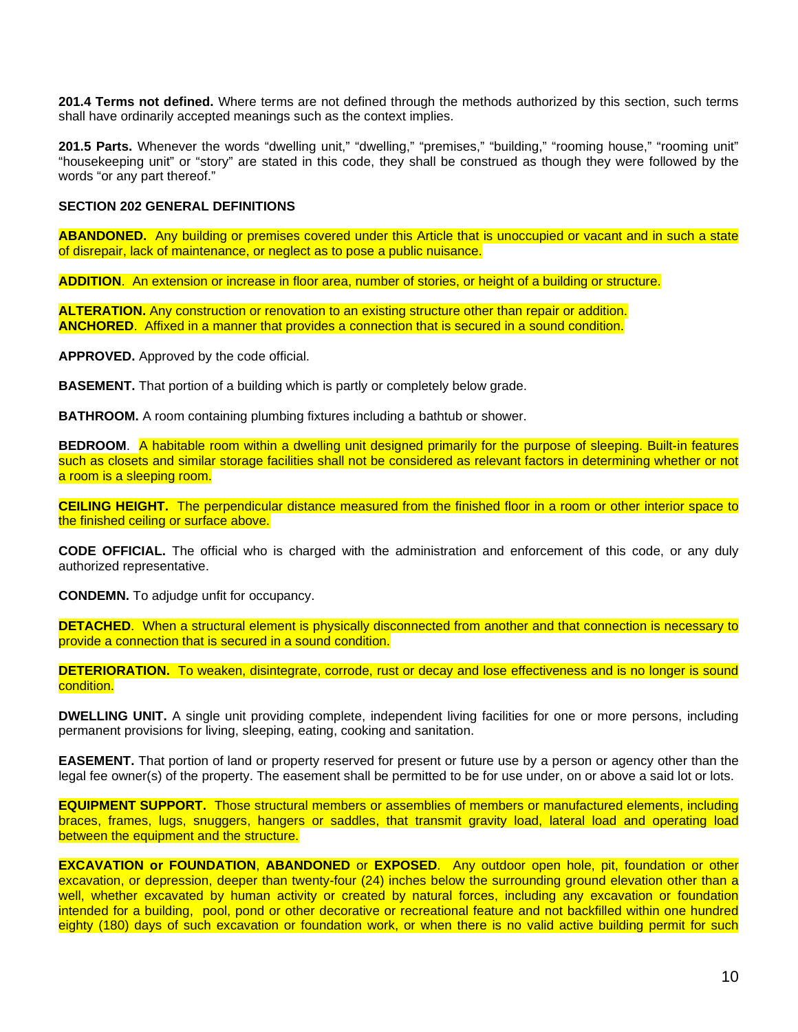**201.4 Terms not defined.** Where terms are not defined through the methods authorized by this section, such terms shall have ordinarily accepted meanings such as the context implies.

**201.5 Parts.** Whenever the words "dwelling unit," "dwelling," "premises," "building," "rooming house," "rooming unit" "housekeeping unit" or "story" are stated in this code, they shall be construed as though they were followed by the words "or any part thereof."

**SECTION 202 GENERAL DEFINITIONS**

**ABANDONED.** Any building or premises covered under this Article that is unoccupied or vacant and in such a state of disrepair, lack of maintenance, or neglect as to pose a public nuisance.

**ADDITION**. An extension or increase in floor area, number of stories, or height of a building or structure.

**ALTERATION.** Any construction or renovation to an existing structure other than repair or addition.
**ANCHORED**. Affixed in a manner that provides a connection that is secured in a sound condition.

**APPROVED.** Approved by the code official.

**BASEMENT.** That portion of a building which is partly or completely below grade.

**BATHROOM.** A room containing plumbing fixtures including a bathtub or shower.

**BEDROOM**. A habitable room within a dwelling unit designed primarily for the purpose of sleeping. Built-in features such as closets and similar storage facilities shall not be considered as relevant factors in determining whether or not a room is a sleeping room.

**CEILING HEIGHT.** The perpendicular distance measured from the finished floor in a room or other interior space to the finished ceiling or surface above.

**CODE OFFICIAL.** The official who is charged with the administration and enforcement of this code, or any duly authorized representative.

**CONDEMN.** To adjudge unfit for occupancy.

**DETACHED**. When a structural element is physically disconnected from another and that connection is necessary to provide a connection that is secured in a sound condition.

**DETERIORATION.** To weaken, disintegrate, corrode, rust or decay and lose effectiveness and is no longer is sound condition.

**DWELLING UNIT.** A single unit providing complete, independent living facilities for one or more persons, including permanent provisions for living, sleeping, eating, cooking and sanitation.

**EASEMENT.** That portion of land or property reserved for present or future use by a person or agency other than the legal fee owner(s) of the property. The easement shall be permitted to be for use under, on or above a said lot or lots.

**EQUIPMENT SUPPORT.** Those structural members or assemblies of members or manufactured elements, including braces, frames, lugs, snuggers, hangers or saddles, that transmit gravity load, lateral load and operating load between the equipment and the structure.

**EXCAVATION or FOUNDATION**, **ABANDONED** or **EXPOSED**. Any outdoor open hole, pit, foundation or other excavation, or depression, deeper than twenty-four (24) inches below the surrounding ground elevation other than a well, whether excavated by human activity or created by natural forces, including any excavation or foundation intended for a building, pool, pond or other decorative or recreational feature and not backfilled within one hundred eighty (180) days of such excavation or foundation work, or when there is no valid active building permit for such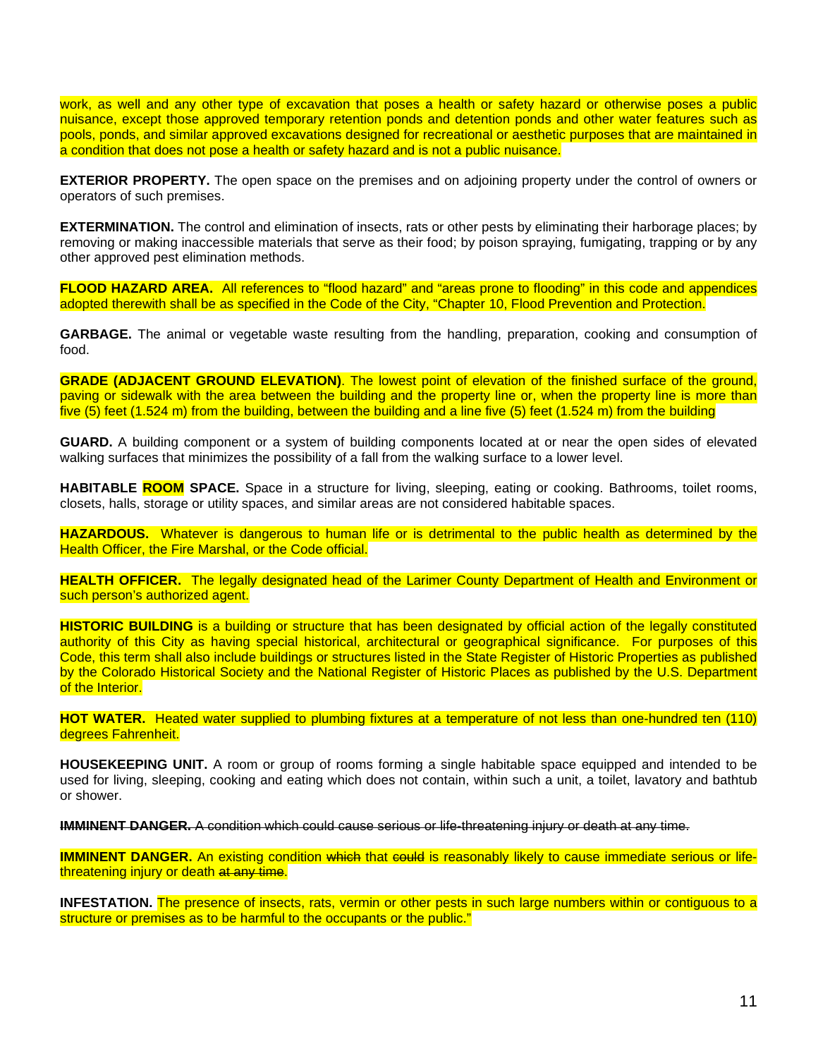work, as well and any other type of excavation that poses a health or safety hazard or otherwise poses a public nuisance, except those approved temporary retention ponds and detention ponds and other water features such as pools, ponds, and similar approved excavations designed for recreational or aesthetic purposes that are maintained in a condition that does not pose a health or safety hazard and is not a public nuisance.

**EXTERIOR PROPERTY.** The open space on the premises and on adjoining property under the control of owners or operators of such premises.

**EXTERMINATION.** The control and elimination of insects, rats or other pests by eliminating their harborage places; by removing or making inaccessible materials that serve as their food; by poison spraying, fumigating, trapping or by any other approved pest elimination methods.

**FLOOD HAZARD AREA.** All references to "flood hazard" and "areas prone to flooding" in this code and appendices adopted therewith shall be as specified in the Code of the City, "Chapter 10, Flood Prevention and Protection.

**GARBAGE.** The animal or vegetable waste resulting from the handling, preparation, cooking and consumption of food.

**GRADE (ADJACENT GROUND ELEVATION)**. The lowest point of elevation of the finished surface of the ground, paving or sidewalk with the area between the building and the property line or, when the property line is more than five (5) feet (1.524 m) from the building, between the building and a line five (5) feet (1.524 m) from the building

**GUARD.** A building component or a system of building components located at or near the open sides of elevated walking surfaces that minimizes the possibility of a fall from the walking surface to a lower level.

**HABITABLE ROOM SPACE.** Space in a structure for living, sleeping, eating or cooking. Bathrooms, toilet rooms, closets, halls, storage or utility spaces, and similar areas are not considered habitable spaces.

**HAZARDOUS.** Whatever is dangerous to human life or is detrimental to the public health as determined by the Health Officer, the Fire Marshal, or the Code official.

**HEALTH OFFICER.** The legally designated head of the Larimer County Department of Health and Environment or such person's authorized agent.

**HISTORIC BUILDING** is a building or structure that has been designated by official action of the legally constituted authority of this City as having special historical, architectural or geographical significance. For purposes of this Code, this term shall also include buildings or structures listed in the State Register of Historic Properties as published by the Colorado Historical Society and the National Register of Historic Places as published by the U.S. Department of the Interior.

**HOT WATER.** Heated water supplied to plumbing fixtures at a temperature of not less than one-hundred ten (110) degrees Fahrenheit.

**HOUSEKEEPING UNIT.** A room or group of rooms forming a single habitable space equipped and intended to be used for living, sleeping, cooking and eating which does not contain, within such a unit, a toilet, lavatory and bathtub or shower.

~~**IMMINENT DANGER.** A condition which could cause serious or life-threatening injury or death at any time.~~

**IMMINENT DANGER.** An existing condition ~~which~~ that ~~could~~ is reasonably likely to cause immediate serious or life-threatening injury or death ~~at any time~~.

**INFESTATION.** The presence of insects, rats, vermin or other pests in such large numbers within or contiguous to a structure or premises as to be harmful to the occupants or the public."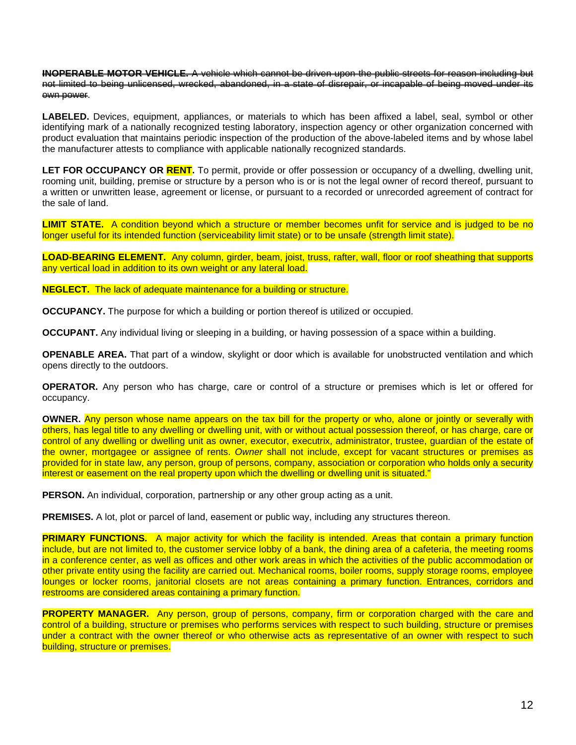~~**INOPERABLE MOTOR VEHICLE.** A vehicle which cannot be driven upon the public streets for reason including but not limited to being unlicensed, wrecked, abandoned, in a state of disrepair, or incapable of being moved under its own power~~.

**LABELED.** Devices, equipment, appliances, or materials to which has been affixed a label, seal, symbol or other identifying mark of a nationally recognized testing laboratory, inspection agency or other organization concerned with product evaluation that maintains periodic inspection of the production of the above-labeled items and by whose label the manufacturer attests to compliance with applicable nationally recognized standards.

**LET FOR OCCUPANCY OR RENT.** To permit, provide or offer possession or occupancy of a dwelling, dwelling unit, rooming unit, building, premise or structure by a person who is or is not the legal owner of record thereof, pursuant to a written or unwritten lease, agreement or license, or pursuant to a recorded or unrecorded agreement of contract for the sale of land.

**LIMIT STATE.** A condition beyond which a structure or member becomes unfit for service and is judged to be no longer useful for its intended function (serviceability limit state) or to be unsafe (strength limit state).

**LOAD-BEARING ELEMENT.** Any column, girder, beam, joist, truss, rafter, wall, floor or roof sheathing that supports any vertical load in addition to its own weight or any lateral load.

**NEGLECT.** The lack of adequate maintenance for a building or structure.

**OCCUPANCY.** The purpose for which a building or portion thereof is utilized or occupied.

**OCCUPANT.** Any individual living or sleeping in a building, or having possession of a space within a building.

**OPENABLE AREA.** That part of a window, skylight or door which is available for unobstructed ventilation and which opens directly to the outdoors.

**OPERATOR.** Any person who has charge, care or control of a structure or premises which is let or offered for occupancy.

**OWNER.** Any person whose name appears on the tax bill for the property or who, alone or jointly or severally with others, has legal title to any dwelling or dwelling unit, with or without actual possession thereof, or has charge, care or control of any dwelling or dwelling unit as owner, executor, executrix, administrator, trustee, guardian of the estate of the owner, mortgagee or assignee of rents. *Owner* shall not include, except for vacant structures or premises as provided for in state law, any person, group of persons, company, association or corporation who holds only a security interest or easement on the real property upon which the dwelling or dwelling unit is situated."

**PERSON.** An individual, corporation, partnership or any other group acting as a unit.

**PREMISES.** A lot, plot or parcel of land, easement or public way, including any structures thereon.

**PRIMARY FUNCTIONS.** A major activity for which the facility is intended. Areas that contain a primary function include, but are not limited to, the customer service lobby of a bank, the dining area of a cafeteria, the meeting rooms in a conference center, as well as offices and other work areas in which the activities of the public accommodation or other private entity using the facility are carried out. Mechanical rooms, boiler rooms, supply storage rooms, employee lounges or locker rooms, janitorial closets are not areas containing a primary function. Entrances, corridors and restrooms are considered areas containing a primary function.

**PROPERTY MANAGER.** Any person, group of persons, company, firm or corporation charged with the care and control of a building, structure or premises who performs services with respect to such building, structure or premises under a contract with the owner thereof or who otherwise acts as representative of an owner with respect to such building, structure or premises.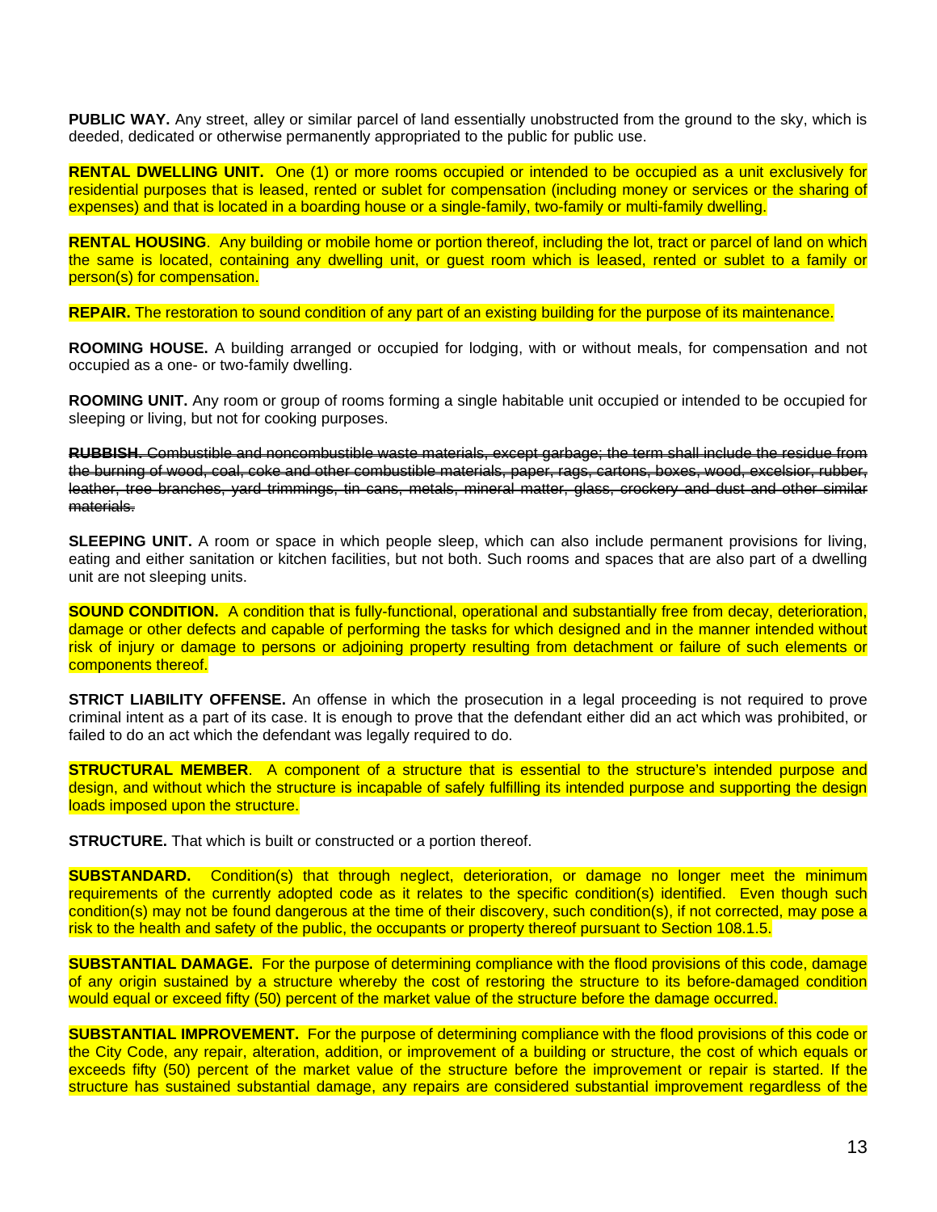**PUBLIC WAY.** Any street, alley or similar parcel of land essentially unobstructed from the ground to the sky, which is deeded, dedicated or otherwise permanently appropriated to the public for public use.

**RENTAL DWELLING UNIT.** One (1) or more rooms occupied or intended to be occupied as a unit exclusively for residential purposes that is leased, rented or sublet for compensation (including money or services or the sharing of expenses) and that is located in a boarding house or a single-family, two-family or multi-family dwelling.

**RENTAL HOUSING**. Any building or mobile home or portion thereof, including the lot, tract or parcel of land on which the same is located, containing any dwelling unit, or guest room which is leased, rented or sublet to a family or person(s) for compensation.

**REPAIR.** The restoration to sound condition of any part of an existing building for the purpose of its maintenance.

**ROOMING HOUSE.** A building arranged or occupied for lodging, with or without meals, for compensation and not occupied as a one- or two-family dwelling.

**ROOMING UNIT.** Any room or group of rooms forming a single habitable unit occupied or intended to be occupied for sleeping or living, but not for cooking purposes.

~~**RUBBISH.** Combustible and noncombustible waste materials, except garbage; the term shall include the residue from the burning of wood, coal, coke and other combustible materials, paper, rags, cartons, boxes, wood, excelsior, rubber, leather, tree branches, yard trimmings, tin cans, metals, mineral matter, glass, crockery and dust and other similar materials.~~

**SLEEPING UNIT.** A room or space in which people sleep, which can also include permanent provisions for living, eating and either sanitation or kitchen facilities, but not both. Such rooms and spaces that are also part of a dwelling unit are not sleeping units.

**SOUND CONDITION.** A condition that is fully-functional, operational and substantially free from decay, deterioration, damage or other defects and capable of performing the tasks for which designed and in the manner intended without risk of injury or damage to persons or adjoining property resulting from detachment or failure of such elements or components thereof.

**STRICT LIABILITY OFFENSE.** An offense in which the prosecution in a legal proceeding is not required to prove criminal intent as a part of its case. It is enough to prove that the defendant either did an act which was prohibited, or failed to do an act which the defendant was legally required to do.

**STRUCTURAL MEMBER**. A component of a structure that is essential to the structure's intended purpose and design, and without which the structure is incapable of safely fulfilling its intended purpose and supporting the design loads imposed upon the structure.

**STRUCTURE.** That which is built or constructed or a portion thereof.

**SUBSTANDARD.** Condition(s) that through neglect, deterioration, or damage no longer meet the minimum requirements of the currently adopted code as it relates to the specific condition(s) identified. Even though such condition(s) may not be found dangerous at the time of their discovery, such condition(s), if not corrected, may pose a risk to the health and safety of the public, the occupants or property thereof pursuant to Section 108.1.5.

**SUBSTANTIAL DAMAGE.** For the purpose of determining compliance with the flood provisions of this code, damage of any origin sustained by a structure whereby the cost of restoring the structure to its before-damaged condition would equal or exceed fifty (50) percent of the market value of the structure before the damage occurred.

**SUBSTANTIAL IMPROVEMENT.** For the purpose of determining compliance with the flood provisions of this code or the City Code, any repair, alteration, addition, or improvement of a building or structure, the cost of which equals or exceeds fifty (50) percent of the market value of the structure before the improvement or repair is started. If the structure has sustained substantial damage, any repairs are considered substantial improvement regardless of the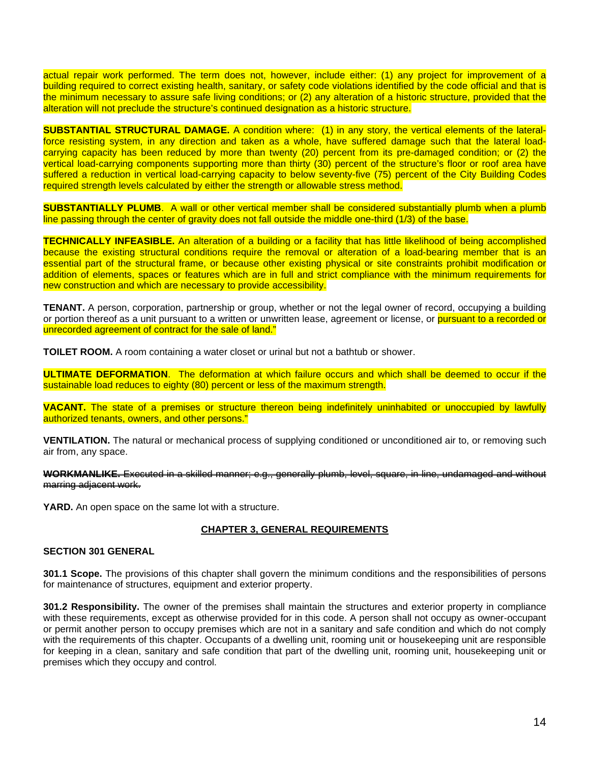actual repair work performed. The term does not, however, include either: (1) any project for improvement of a building required to correct existing health, sanitary, or safety code violations identified by the code official and that is the minimum necessary to assure safe living conditions; or (2) any alteration of a historic structure, provided that the alteration will not preclude the structure's continued designation as a historic structure.

**SUBSTANTIAL STRUCTURAL DAMAGE.** A condition where: (1) in any story, the vertical elements of the lateral-force resisting system, in any direction and taken as a whole, have suffered damage such that the lateral load-carrying capacity has been reduced by more than twenty (20) percent from its pre-damaged condition; or (2) the vertical load-carrying components supporting more than thirty (30) percent of the structure's floor or roof area have suffered a reduction in vertical load-carrying capacity to below seventy-five (75) percent of the City Building Codes required strength levels calculated by either the strength or allowable stress method.

**SUBSTANTIALLY PLUMB**. A wall or other vertical member shall be considered substantially plumb when a plumb line passing through the center of gravity does not fall outside the middle one-third (1/3) of the base.

**TECHNICALLY INFEASIBLE.** An alteration of a building or a facility that has little likelihood of being accomplished because the existing structural conditions require the removal or alteration of a load-bearing member that is an essential part of the structural frame, or because other existing physical or site constraints prohibit modification or addition of elements, spaces or features which are in full and strict compliance with the minimum requirements for new construction and which are necessary to provide accessibility.

**TENANT.** A person, corporation, partnership or group, whether or not the legal owner of record, occupying a building or portion thereof as a unit pursuant to a written or unwritten lease, agreement or license, or pursuant to a recorded or unrecorded agreement of contract for the sale of land."

**TOILET ROOM.** A room containing a water closet or urinal but not a bathtub or shower.

**ULTIMATE DEFORMATION**. The deformation at which failure occurs and which shall be deemed to occur if the sustainable load reduces to eighty (80) percent or less of the maximum strength.

**VACANT.** The state of a premises or structure thereon being indefinitely uninhabited or unoccupied by lawfully authorized tenants, owners, and other persons."

**VENTILATION.** The natural or mechanical process of supplying conditioned or unconditioned air to, or removing such air from, any space.

~~**WORKMANLIKE.** Executed in a skilled manner; e.g., generally plumb, level, square, in line, undamaged and without marring adjacent work.~~

**YARD.** An open space on the same lot with a structure.

## CHAPTER 3, GENERAL REQUIREMENTS

### SECTION 301 GENERAL

**301.1 Scope.** The provisions of this chapter shall govern the minimum conditions and the responsibilities of persons for maintenance of structures, equipment and exterior property.

**301.2 Responsibility.** The owner of the premises shall maintain the structures and exterior property in compliance with these requirements, except as otherwise provided for in this code. A person shall not occupy as owner-occupant or permit another person to occupy premises which are not in a sanitary and safe condition and which do not comply with the requirements of this chapter. Occupants of a dwelling unit, rooming unit or housekeeping unit are responsible for keeping in a clean, sanitary and safe condition that part of the dwelling unit, rooming unit, housekeeping unit or premises which they occupy and control.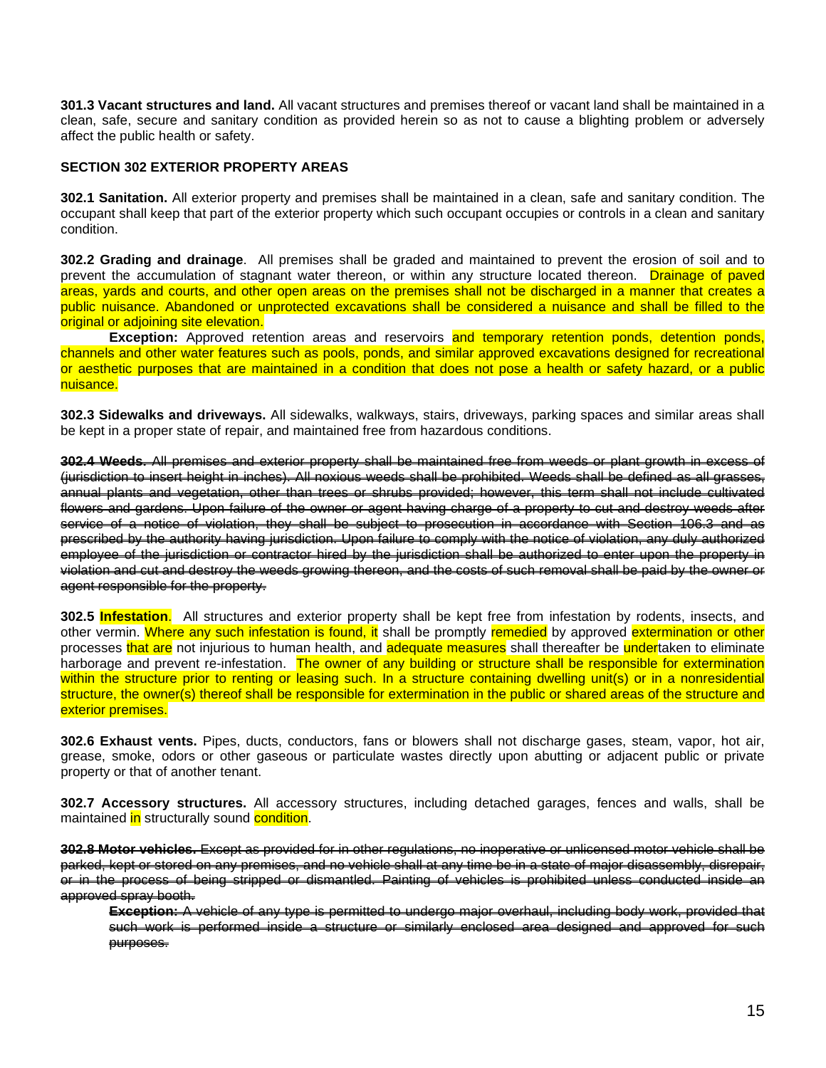**301.3 Vacant structures and land.** All vacant structures and premises thereof or vacant land shall be maintained in a clean, safe, secure and sanitary condition as provided herein so as not to cause a blighting problem or adversely affect the public health or safety.

**SECTION 302 EXTERIOR PROPERTY AREAS**

**302.1 Sanitation.** All exterior property and premises shall be maintained in a clean, safe and sanitary condition. The occupant shall keep that part of the exterior property which such occupant occupies or controls in a clean and sanitary condition.

**302.2 Grading and drainage**. All premises shall be graded and maintained to prevent the erosion of soil and to prevent the accumulation of stagnant water thereon, or within any structure located thereon. Drainage of paved areas, yards and courts, and other open areas on the premises shall not be discharged in a manner that creates a public nuisance. Abandoned or unprotected excavations shall be considered a nuisance and shall be filled to the original or adjoining site elevation.

**Exception:** Approved retention areas and reservoirs and temporary retention ponds, detention ponds, channels and other water features such as pools, ponds, and similar approved excavations designed for recreational or aesthetic purposes that are maintained in a condition that does not pose a health or safety hazard, or a public nuisance.

**302.3 Sidewalks and driveways.** All sidewalks, walkways, stairs, driveways, parking spaces and similar areas shall be kept in a proper state of repair, and maintained free from hazardous conditions.

~~**302.4 Weeds**. All premises and exterior property shall be maintained free from weeds or plant growth in excess of (jurisdiction to insert height in inches). All noxious weeds shall be prohibited. Weeds shall be defined as all grasses, annual plants and vegetation, other than trees or shrubs provided; however, this term shall not include cultivated flowers and gardens. Upon failure of the owner or agent having charge of a property to cut and destroy weeds after service of a notice of violation, they shall be subject to prosecution in accordance with Section 106.3 and as prescribed by the authority having jurisdiction. Upon failure to comply with the notice of violation, any duly authorized employee of the jurisdiction or contractor hired by the jurisdiction shall be authorized to enter upon the property in violation and cut and destroy the weeds growing thereon, and the costs of such removal shall be paid by the owner or agent responsible for the property.~~

**302.5 Infestation**. All structures and exterior property shall be kept free from infestation by rodents, insects, and other vermin. Where any such infestation is found, it shall be promptly remedied by approved extermination or other processes that are not injurious to human health, and adequate measures shall thereafter be undertaken to eliminate harborage and prevent re-infestation. The owner of any building or structure shall be responsible for extermination within the structure prior to renting or leasing such. In a structure containing dwelling unit(s) or in a nonresidential structure, the owner(s) thereof shall be responsible for extermination in the public or shared areas of the structure and exterior premises.

**302.6 Exhaust vents.** Pipes, ducts, conductors, fans or blowers shall not discharge gases, steam, vapor, hot air, grease, smoke, odors or other gaseous or particulate wastes directly upon abutting or adjacent public or private property or that of another tenant.

**302.7 Accessory structures.** All accessory structures, including detached garages, fences and walls, shall be maintained in structurally sound condition.

~~**302.8 Motor vehicles.** Except as provided for in other regulations, no inoperative or unlicensed motor vehicle shall be parked, kept or stored on any premises, and no vehicle shall at any time be in a state of major disassembly, disrepair, or in the process of being stripped or dismantled. Painting of vehicles is prohibited unless conducted inside an approved spray booth.~~

~~**Exception:** A vehicle of any type is permitted to undergo major overhaul, including body work, provided that such work is performed inside a structure or similarly enclosed area designed and approved for such purposes.~~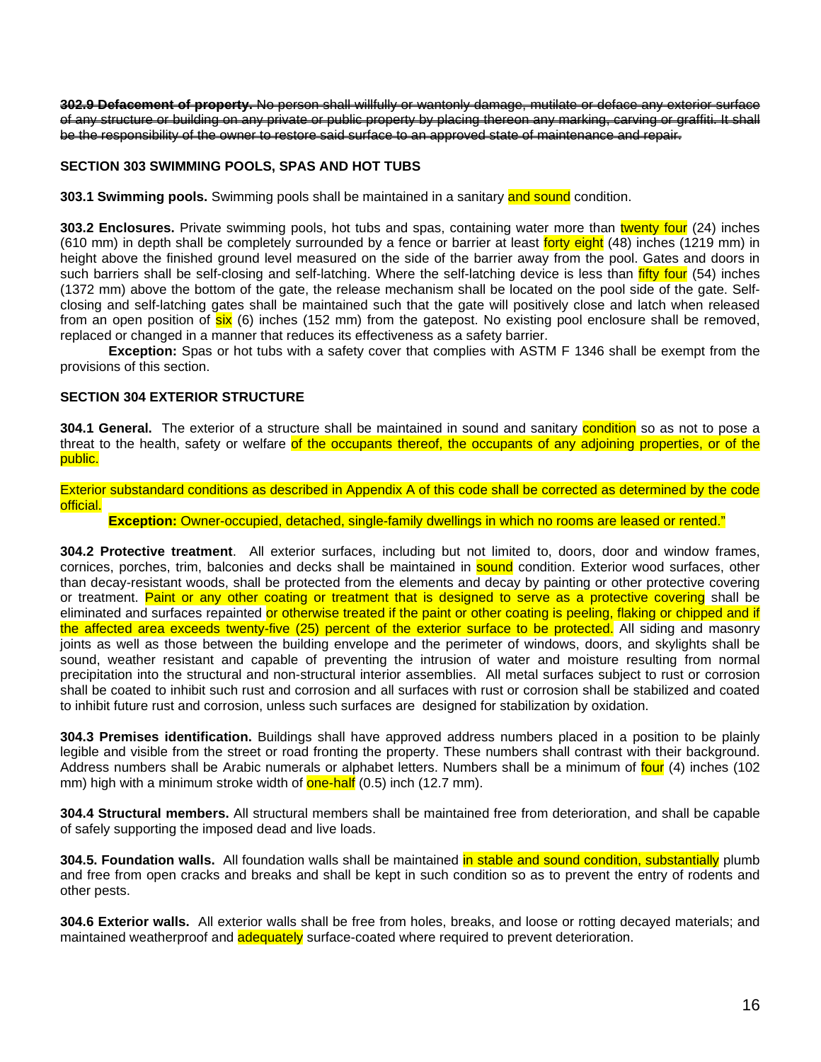~~**302.9 Defacement of property.** No person shall willfully or wantonly damage, mutilate or deface any exterior surface of any structure or building on any private or public property by placing thereon any marking, carving or graffiti. It shall be the responsibility of the owner to restore said surface to an approved state of maintenance and repair.~~

**SECTION 303 SWIMMING POOLS, SPAS AND HOT TUBS**

**303.1 Swimming pools.** Swimming pools shall be maintained in a sanitary and sound condition.

**303.2 Enclosures.** Private swimming pools, hot tubs and spas, containing water more than twenty four (24) inches (610 mm) in depth shall be completely surrounded by a fence or barrier at least forty eight (48) inches (1219 mm) in height above the finished ground level measured on the side of the barrier away from the pool. Gates and doors in such barriers shall be self-closing and self-latching. Where the self-latching device is less than fifty four (54) inches (1372 mm) above the bottom of the gate, the release mechanism shall be located on the pool side of the gate. Self-closing and self-latching gates shall be maintained such that the gate will positively close and latch when released from an open position of six (6) inches (152 mm) from the gatepost. No existing pool enclosure shall be removed, replaced or changed in a manner that reduces its effectiveness as a safety barrier.

**Exception:** Spas or hot tubs with a safety cover that complies with ASTM F 1346 shall be exempt from the provisions of this section.

**SECTION 304 EXTERIOR STRUCTURE**

**304.1 General.** The exterior of a structure shall be maintained in sound and sanitary condition so as not to pose a threat to the health, safety or welfare of the occupants thereof, the occupants of any adjoining properties, or of the public.

Exterior substandard conditions as described in Appendix A of this code shall be corrected as determined by the code official.

**Exception:** Owner-occupied, detached, single-family dwellings in which no rooms are leased or rented."

**304.2 Protective treatment**. All exterior surfaces, including but not limited to, doors, door and window frames, cornices, porches, trim, balconies and decks shall be maintained in sound condition. Exterior wood surfaces, other than decay-resistant woods, shall be protected from the elements and decay by painting or other protective covering or treatment. Paint or any other coating or treatment that is designed to serve as a protective covering shall be eliminated and surfaces repainted or otherwise treated if the paint or other coating is peeling, flaking or chipped and if the affected area exceeds twenty-five (25) percent of the exterior surface to be protected. All siding and masonry joints as well as those between the building envelope and the perimeter of windows, doors, and skylights shall be sound, weather resistant and capable of preventing the intrusion of water and moisture resulting from normal precipitation into the structural and non-structural interior assemblies. All metal surfaces subject to rust or corrosion shall be coated to inhibit such rust and corrosion and all surfaces with rust or corrosion shall be stabilized and coated to inhibit future rust and corrosion, unless such surfaces are designed for stabilization by oxidation.

**304.3 Premises identification.** Buildings shall have approved address numbers placed in a position to be plainly legible and visible from the street or road fronting the property. These numbers shall contrast with their background. Address numbers shall be Arabic numerals or alphabet letters. Numbers shall be a minimum of four (4) inches (102 mm) high with a minimum stroke width of one-half (0.5) inch (12.7 mm).

**304.4 Structural members.** All structural members shall be maintained free from deterioration, and shall be capable of safely supporting the imposed dead and live loads.

**304.5. Foundation walls.** All foundation walls shall be maintained in stable and sound condition, substantially plumb and free from open cracks and breaks and shall be kept in such condition so as to prevent the entry of rodents and other pests.

**304.6 Exterior walls.** All exterior walls shall be free from holes, breaks, and loose or rotting decayed materials; and maintained weatherproof and adequately surface-coated where required to prevent deterioration.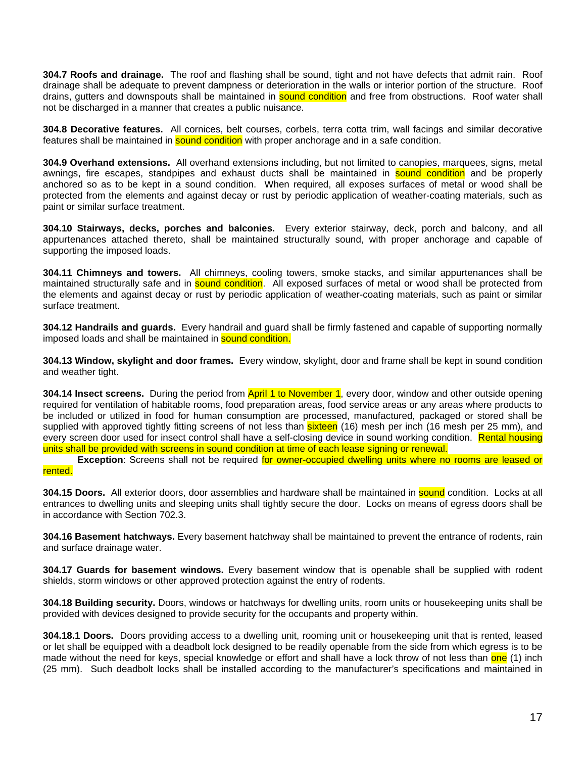**304.7 Roofs and drainage.** The roof and flashing shall be sound, tight and not have defects that admit rain. Roof drainage shall be adequate to prevent dampness or deterioration in the walls or interior portion of the structure. Roof drains, gutters and downspouts shall be maintained in sound condition and free from obstructions. Roof water shall not be discharged in a manner that creates a public nuisance.

**304.8 Decorative features.** All cornices, belt courses, corbels, terra cotta trim, wall facings and similar decorative features shall be maintained in sound condition with proper anchorage and in a safe condition.

**304.9 Overhand extensions.** All overhand extensions including, but not limited to canopies, marquees, signs, metal awnings, fire escapes, standpipes and exhaust ducts shall be maintained in sound condition and be properly anchored so as to be kept in a sound condition. When required, all exposes surfaces of metal or wood shall be protected from the elements and against decay or rust by periodic application of weather-coating materials, such as paint or similar surface treatment.

**304.10 Stairways, decks, porches and balconies.** Every exterior stairway, deck, porch and balcony, and all appurtenances attached thereto, shall be maintained structurally sound, with proper anchorage and capable of supporting the imposed loads.

**304.11 Chimneys and towers.** All chimneys, cooling towers, smoke stacks, and similar appurtenances shall be maintained structurally safe and in sound condition. All exposed surfaces of metal or wood shall be protected from the elements and against decay or rust by periodic application of weather-coating materials, such as paint or similar surface treatment.

**304.12 Handrails and guards.** Every handrail and guard shall be firmly fastened and capable of supporting normally imposed loads and shall be maintained in sound condition.

**304.13 Window, skylight and door frames.** Every window, skylight, door and frame shall be kept in sound condition and weather tight.

**304.14 Insect screens.** During the period from April 1 to November 1, every door, window and other outside opening required for ventilation of habitable rooms, food preparation areas, food service areas or any areas where products to be included or utilized in food for human consumption are processed, manufactured, packaged or stored shall be supplied with approved tightly fitting screens of not less than sixteen (16) mesh per inch (16 mesh per 25 mm), and every screen door used for insect control shall have a self-closing device in sound working condition. Rental housing units shall be provided with screens in sound condition at time of each lease signing or renewal.

**Exception**: Screens shall not be required for owner-occupied dwelling units where no rooms are leased or rented.

**304.15 Doors.** All exterior doors, door assemblies and hardware shall be maintained in sound condition. Locks at all entrances to dwelling units and sleeping units shall tightly secure the door. Locks on means of egress doors shall be in accordance with Section 702.3.

**304.16 Basement hatchways.** Every basement hatchway shall be maintained to prevent the entrance of rodents, rain and surface drainage water.

**304.17 Guards for basement windows.** Every basement window that is openable shall be supplied with rodent shields, storm windows or other approved protection against the entry of rodents.

**304.18 Building security.** Doors, windows or hatchways for dwelling units, room units or housekeeping units shall be provided with devices designed to provide security for the occupants and property within.

**304.18.1 Doors.** Doors providing access to a dwelling unit, rooming unit or housekeeping unit that is rented, leased or let shall be equipped with a deadbolt lock designed to be readily openable from the side from which egress is to be made without the need for keys, special knowledge or effort and shall have a lock throw of not less than one (1) inch (25 mm). Such deadbolt locks shall be installed according to the manufacturer's specifications and maintained in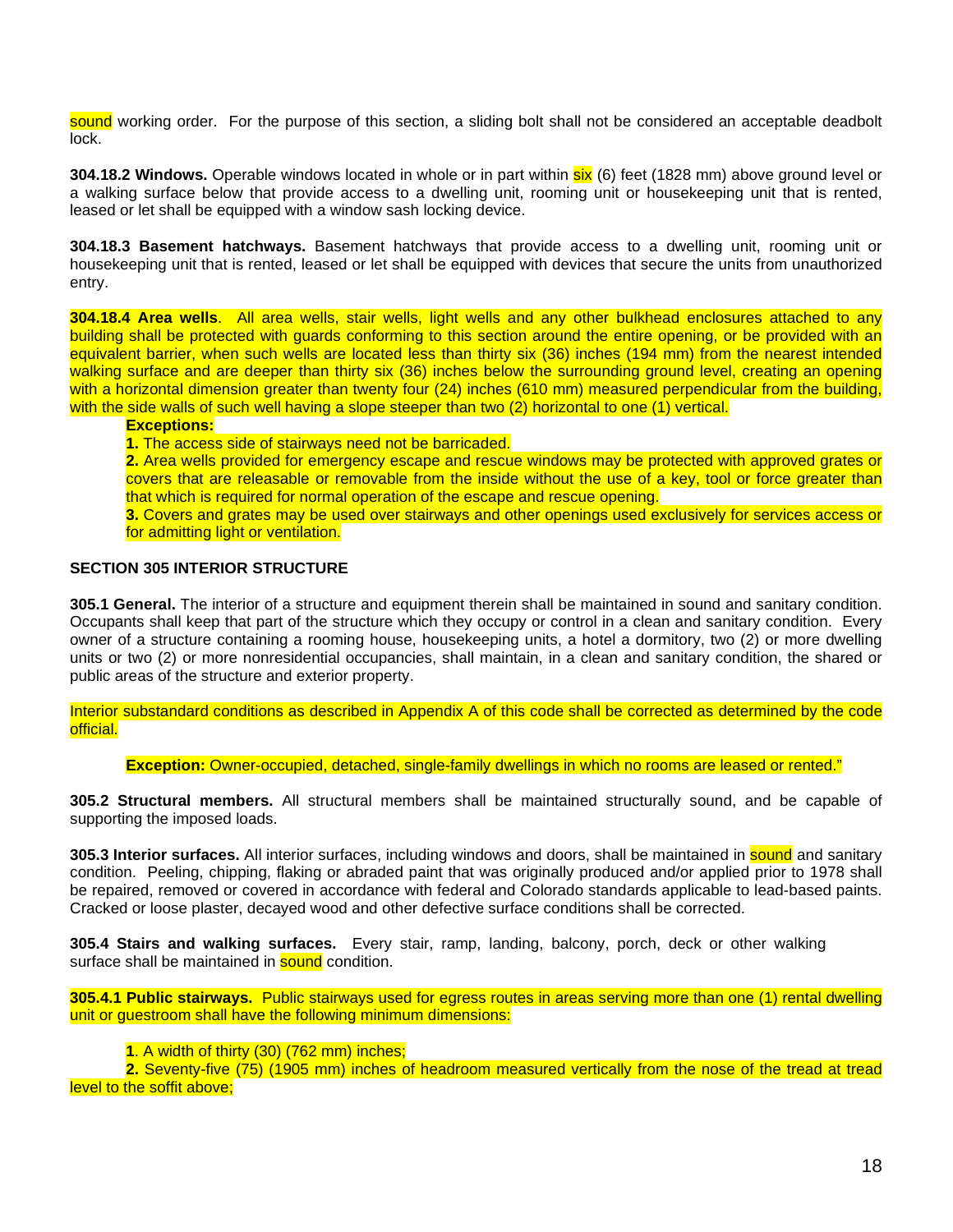sound working order. For the purpose of this section, a sliding bolt shall not be considered an acceptable deadbolt lock.

**304.18.2 Windows.** Operable windows located in whole or in part within six (6) feet (1828 mm) above ground level or a walking surface below that provide access to a dwelling unit, rooming unit or housekeeping unit that is rented, leased or let shall be equipped with a window sash locking device.

**304.18.3 Basement hatchways.** Basement hatchways that provide access to a dwelling unit, rooming unit or housekeeping unit that is rented, leased or let shall be equipped with devices that secure the units from unauthorized entry.

**304.18.4 Area wells**. All area wells, stair wells, light wells and any other bulkhead enclosures attached to any building shall be protected with guards conforming to this section around the entire opening, or be provided with an equivalent barrier, when such wells are located less than thirty six (36) inches (194 mm) from the nearest intended walking surface and are deeper than thirty six (36) inches below the surrounding ground level, creating an opening with a horizontal dimension greater than twenty four (24) inches (610 mm) measured perpendicular from the building, with the side walls of such well having a slope steeper than two (2) horizontal to one (1) vertical.

**Exceptions:**

**1.** The access side of stairways need not be barricaded.

**2.** Area wells provided for emergency escape and rescue windows may be protected with approved grates or covers that are releasable or removable from the inside without the use of a key, tool or force greater than that which is required for normal operation of the escape and rescue opening.

**3.** Covers and grates may be used over stairways and other openings used exclusively for services access or for admitting light or ventilation.

## SECTION 305 INTERIOR STRUCTURE

**305.1 General.** The interior of a structure and equipment therein shall be maintained in sound and sanitary condition. Occupants shall keep that part of the structure which they occupy or control in a clean and sanitary condition. Every owner of a structure containing a rooming house, housekeeping units, a hotel a dormitory, two (2) or more dwelling units or two (2) or more nonresidential occupancies, shall maintain, in a clean and sanitary condition, the shared or public areas of the structure and exterior property.

Interior substandard conditions as described in Appendix A of this code shall be corrected as determined by the code official.

**Exception:** Owner-occupied, detached, single-family dwellings in which no rooms are leased or rented."

**305.2 Structural members.** All structural members shall be maintained structurally sound, and be capable of supporting the imposed loads.

**305.3 Interior surfaces.** All interior surfaces, including windows and doors, shall be maintained in sound and sanitary condition. Peeling, chipping, flaking or abraded paint that was originally produced and/or applied prior to 1978 shall be repaired, removed or covered in accordance with federal and Colorado standards applicable to lead-based paints. Cracked or loose plaster, decayed wood and other defective surface conditions shall be corrected.

**305.4 Stairs and walking surfaces.** Every stair, ramp, landing, balcony, porch, deck or other walking surface shall be maintained in sound condition.

**305.4.1 Public stairways.** Public stairways used for egress routes in areas serving more than one (1) rental dwelling unit or guestroom shall have the following minimum dimensions:

**1**. A width of thirty (30) (762 mm) inches;

**2.** Seventy-five (75) (1905 mm) inches of headroom measured vertically from the nose of the tread at tread level to the soffit above;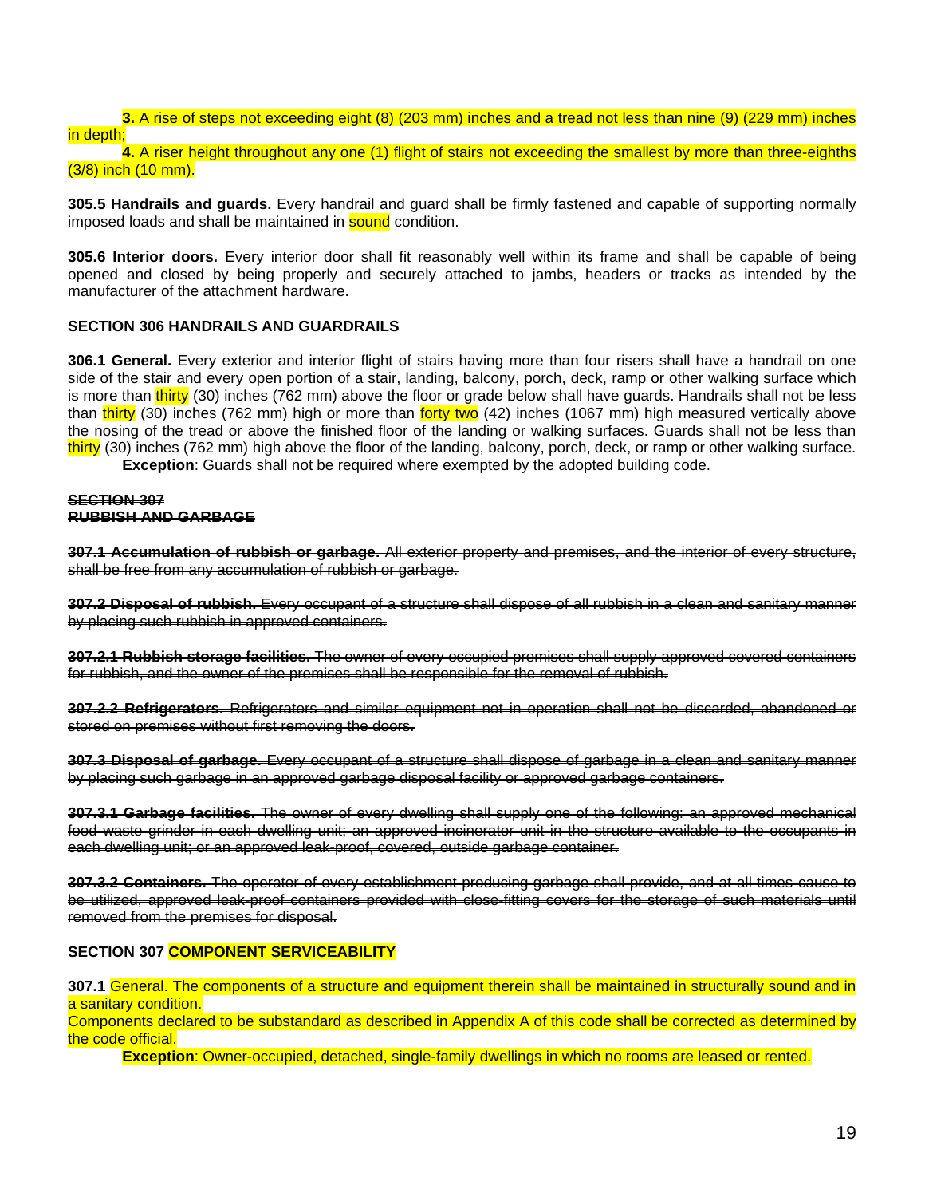**3.** A rise of steps not exceeding eight (8) (203 mm) inches and a tread not less than nine (9) (229 mm) inches in depth;

**4.** A riser height throughout any one (1) flight of stairs not exceeding the smallest by more than three-eighths (3/8) inch (10 mm).

**305.5 Handrails and guards.** Every handrail and guard shall be firmly fastened and capable of supporting normally imposed loads and shall be maintained in sound condition.

**305.6 Interior doors.** Every interior door shall fit reasonably well within its frame and shall be capable of being opened and closed by being properly and securely attached to jambs, headers or tracks as intended by the manufacturer of the attachment hardware.

**SECTION 306 HANDRAILS AND GUARDRAILS**

**306.1 General.** Every exterior and interior flight of stairs having more than four risers shall have a handrail on one side of the stair and every open portion of a stair, landing, balcony, porch, deck, ramp or other walking surface which is more than thirty (30) inches (762 mm) above the floor or grade below shall have guards. Handrails shall not be less than thirty (30) inches (762 mm) high or more than forty two (42) inches (1067 mm) high measured vertically above the nosing of the tread or above the finished floor of the landing or walking surfaces. Guards shall not be less than thirty (30) inches (762 mm) high above the floor of the landing, balcony, porch, deck, or ramp or other walking surface.

**Exception**: Guards shall not be required where exempted by the adopted building code.

~~**SECTION 307**~~
~~**RUBBISH AND GARBAGE**~~

~~**307.1 Accumulation of rubbish or garbage.** All exterior property and premises, and the interior of every structure, shall be free from any accumulation of rubbish or garbage.~~

~~**307.2 Disposal of rubbish.** Every occupant of a structure shall dispose of all rubbish in a clean and sanitary manner by placing such rubbish in approved containers.~~

~~**307.2.1 Rubbish storage facilities.** The owner of every occupied premises shall supply approved covered containers for rubbish, and the owner of the premises shall be responsible for the removal of rubbish.~~

~~**307.2.2 Refrigerators.** Refrigerators and similar equipment not in operation shall not be discarded, abandoned or stored on premises without first removing the doors.~~

~~**307.3 Disposal of garbage.** Every occupant of a structure shall dispose of garbage in a clean and sanitary manner by placing such garbage in an approved garbage disposal facility or approved garbage containers.~~

~~**307.3.1 Garbage facilities.** The owner of every dwelling shall supply one of the following: an approved mechanical food waste grinder in each dwelling unit; an approved incinerator unit in the structure available to the occupants in each dwelling unit; or an approved leak-proof, covered, outside garbage container.~~

~~**307.3.2 Containers.** The operator of every establishment producing garbage shall provide, and at all times cause to be utilized, approved leak-proof containers provided with close-fitting covers for the storage of such materials until removed from the premises for disposal.~~

**SECTION 307 COMPONENT SERVICEABILITY**

**307.1** General. The components of a structure and equipment therein shall be maintained in structurally sound and in a sanitary condition.

Components declared to be substandard as described in Appendix A of this code shall be corrected as determined by the code official.

**Exception**: Owner-occupied, detached, single-family dwellings in which no rooms are leased or rented.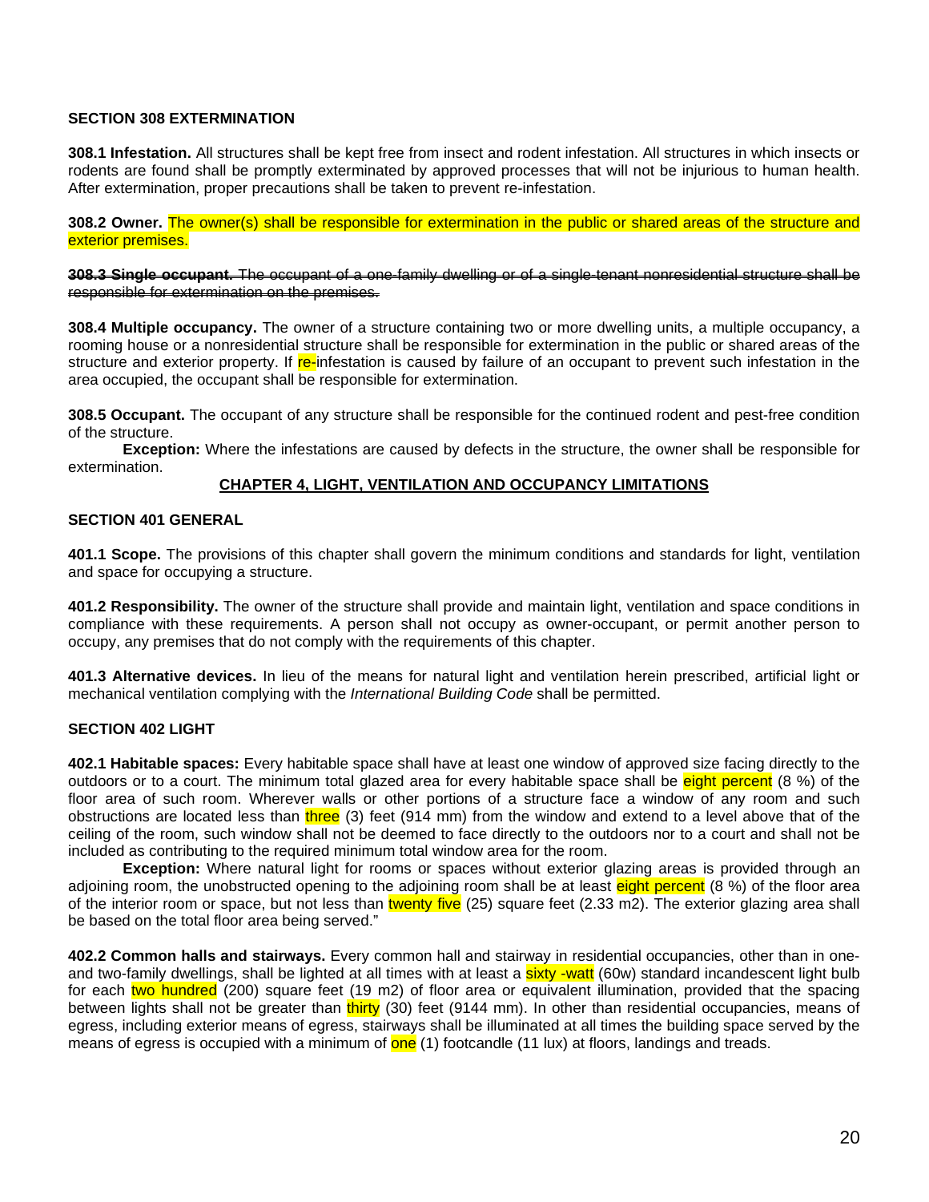**SECTION 308 EXTERMINATION**

**308.1 Infestation.** All structures shall be kept free from insect and rodent infestation. All structures in which insects or rodents are found shall be promptly exterminated by approved processes that will not be injurious to human health. After extermination, proper precautions shall be taken to prevent re-infestation.

**308.2 Owner.** The owner(s) shall be responsible for extermination in the public or shared areas of the structure and exterior premises.

~~**308.3 Single occupant.** The occupant of a one-family dwelling or of a single-tenant nonresidential structure shall be responsible for extermination on the premises.~~

**308.4 Multiple occupancy.** The owner of a structure containing two or more dwelling units, a multiple occupancy, a rooming house or a nonresidential structure shall be responsible for extermination in the public or shared areas of the structure and exterior property. If re-infestation is caused by failure of an occupant to prevent such infestation in the area occupied, the occupant shall be responsible for extermination.

**308.5 Occupant.** The occupant of any structure shall be responsible for the continued rodent and pest-free condition of the structure.

**Exception:** Where the infestations are caused by defects in the structure, the owner shall be responsible for extermination.

## CHAPTER 4, LIGHT, VENTILATION AND OCCUPANCY LIMITATIONS

**SECTION 401 GENERAL**

**401.1 Scope.** The provisions of this chapter shall govern the minimum conditions and standards for light, ventilation and space for occupying a structure.

**401.2 Responsibility.** The owner of the structure shall provide and maintain light, ventilation and space conditions in compliance with these requirements. A person shall not occupy as owner-occupant, or permit another person to occupy, any premises that do not comply with the requirements of this chapter.

**401.3 Alternative devices.** In lieu of the means for natural light and ventilation herein prescribed, artificial light or mechanical ventilation complying with the *International Building Code* shall be permitted.

**SECTION 402 LIGHT**

**402.1 Habitable spaces:** Every habitable space shall have at least one window of approved size facing directly to the outdoors or to a court. The minimum total glazed area for every habitable space shall be eight percent (8 %) of the floor area of such room. Wherever walls or other portions of a structure face a window of any room and such obstructions are located less than three (3) feet (914 mm) from the window and extend to a level above that of the ceiling of the room, such window shall not be deemed to face directly to the outdoors nor to a court and shall not be included as contributing to the required minimum total window area for the room.

**Exception:** Where natural light for rooms or spaces without exterior glazing areas is provided through an adjoining room, the unobstructed opening to the adjoining room shall be at least eight percent (8 %) of the floor area of the interior room or space, but not less than twenty five (25) square feet (2.33 m2). The exterior glazing area shall be based on the total floor area being served."

**402.2 Common halls and stairways.** Every common hall and stairway in residential occupancies, other than in one- and two-family dwellings, shall be lighted at all times with at least a sixty -watt (60w) standard incandescent light bulb for each two hundred (200) square feet (19 m2) of floor area or equivalent illumination, provided that the spacing between lights shall not be greater than thirty (30) feet (9144 mm). In other than residential occupancies, means of egress, including exterior means of egress, stairways shall be illuminated at all times the building space served by the means of egress is occupied with a minimum of one (1) footcandle (11 lux) at floors, landings and treads.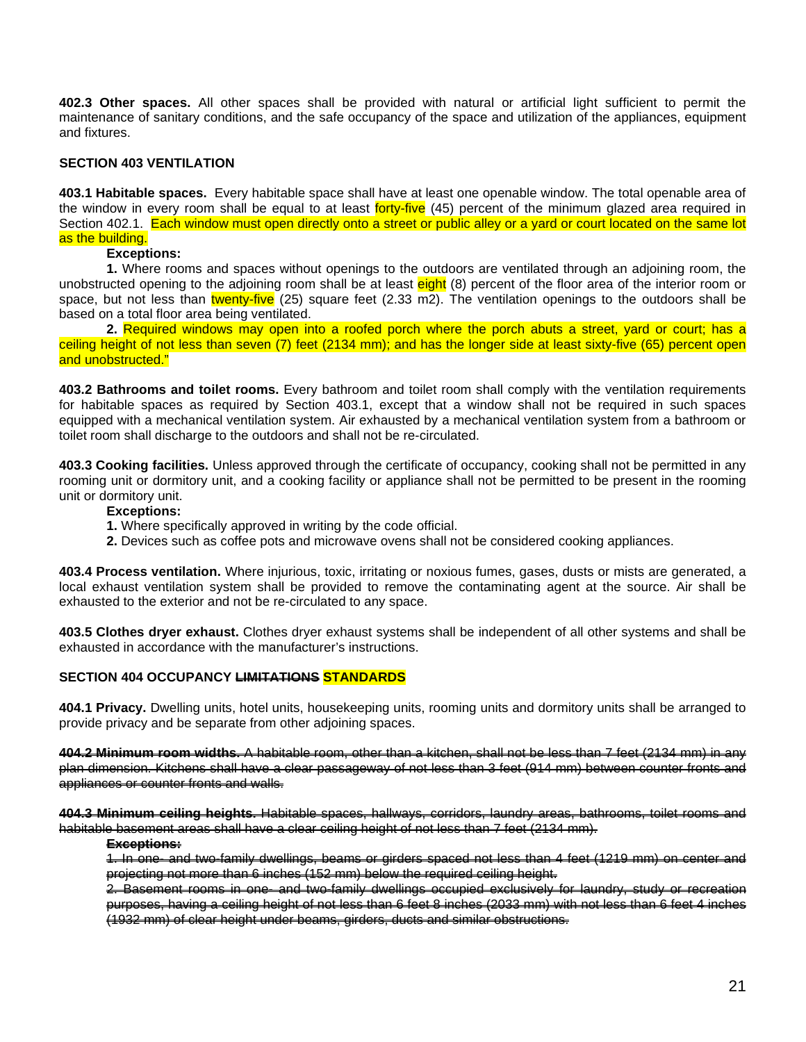**402.3 Other spaces.** All other spaces shall be provided with natural or artificial light sufficient to permit the maintenance of sanitary conditions, and the safe occupancy of the space and utilization of the appliances, equipment and fixtures.

**SECTION 403 VENTILATION**

**403.1 Habitable spaces.** Every habitable space shall have at least one openable window. The total openable area of the window in every room shall be equal to at least forty-five (45) percent of the minimum glazed area required in Section 402.1. Each window must open directly onto a street or public alley or a yard or court located on the same lot as the building.

**Exceptions:**

**1.** Where rooms and spaces without openings to the outdoors are ventilated through an adjoining room, the unobstructed opening to the adjoining room shall be at least eight (8) percent of the floor area of the interior room or space, but not less than twenty-five (25) square feet (2.33 m2). The ventilation openings to the outdoors shall be based on a total floor area being ventilated.

**2.** Required windows may open into a roofed porch where the porch abuts a street, yard or court; has a ceiling height of not less than seven (7) feet (2134 mm); and has the longer side at least sixty-five (65) percent open and unobstructed."

**403.2 Bathrooms and toilet rooms.** Every bathroom and toilet room shall comply with the ventilation requirements for habitable spaces as required by Section 403.1, except that a window shall not be required in such spaces equipped with a mechanical ventilation system. Air exhausted by a mechanical ventilation system from a bathroom or toilet room shall discharge to the outdoors and shall not be re-circulated.

**403.3 Cooking facilities.** Unless approved through the certificate of occupancy, cooking shall not be permitted in any rooming unit or dormitory unit, and a cooking facility or appliance shall not be permitted to be present in the rooming unit or dormitory unit.

**Exceptions:**

**1.** Where specifically approved in writing by the code official.

**2.** Devices such as coffee pots and microwave ovens shall not be considered cooking appliances.

**403.4 Process ventilation.** Where injurious, toxic, irritating or noxious fumes, gases, dusts or mists are generated, a local exhaust ventilation system shall be provided to remove the contaminating agent at the source. Air shall be exhausted to the exterior and not be re-circulated to any space.

**403.5 Clothes dryer exhaust.** Clothes dryer exhaust systems shall be independent of all other systems and shall be exhausted in accordance with the manufacturer's instructions.

**SECTION 404 OCCUPANCY ~~LIMITATIONS~~ STANDARDS**

**404.1 Privacy.** Dwelling units, hotel units, housekeeping units, rooming units and dormitory units shall be arranged to provide privacy and be separate from other adjoining spaces.

~~**404.2 Minimum room widths.** A habitable room, other than a kitchen, shall not be less than 7 feet (2134 mm) in any plan dimension. Kitchens shall have a clear passageway of not less than 3 feet (914 mm) between counter fronts and appliances or counter fronts and walls.~~

~~**404.3 Minimum ceiling heights.** Habitable spaces, hallways, corridors, laundry areas, bathrooms, toilet rooms and habitable basement areas shall have a clear ceiling height of not less than 7 feet (2134 mm).~~

~~**Exceptions:**~~

~~1. In one- and two-family dwellings, beams or girders spaced not less than 4 feet (1219 mm) on center and projecting not more than 6 inches (152 mm) below the required ceiling height.~~

~~2. Basement rooms in one- and two-family dwellings occupied exclusively for laundry, study or recreation purposes, having a ceiling height of not less than 6 feet 8 inches (2033 mm) with not less than 6 feet 4 inches (1932 mm) of clear height under beams, girders, ducts and similar obstructions.~~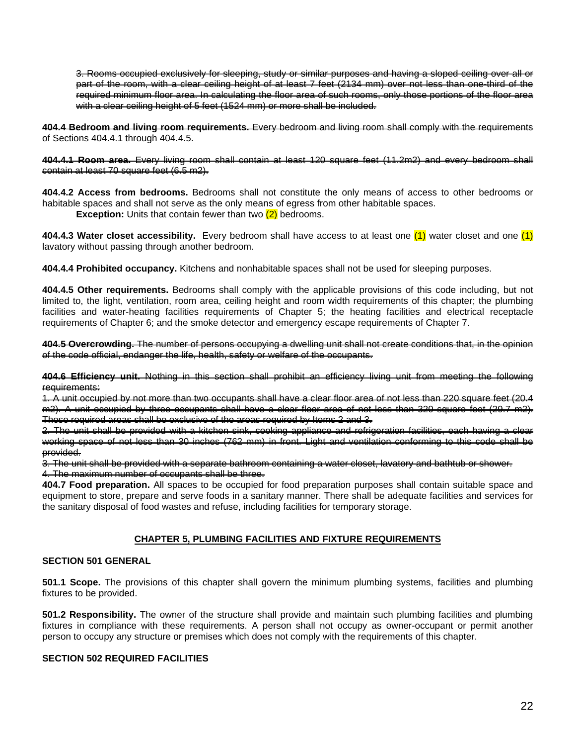~~3. Rooms occupied exclusively for sleeping, study or similar purposes and having a sloped ceiling over all or part of the room, with a clear ceiling height of at least 7 feet (2134 mm) over not less than one-third of the required minimum floor area. In calculating the floor area of such rooms, only those portions of the floor area with a clear ceiling height of 5 feet (1524 mm) or more shall be included.~~

~~**404.4 Bedroom and living room requirements.** Every bedroom and living room shall comply with the requirements of Sections 404.4.1 through 404.4.5.~~

~~**404.4.1 Room area.** Every living room shall contain at least 120 square feet (11.2m2) and every bedroom shall contain at least 70 square feet (6.5 m2).~~

**404.4.2 Access from bedrooms.** Bedrooms shall not constitute the only means of access to other bedrooms or habitable spaces and shall not serve as the only means of egress from other habitable spaces.

**Exception:** Units that contain fewer than two (2) bedrooms.

**404.4.3 Water closet accessibility.** Every bedroom shall have access to at least one (1) water closet and one (1) lavatory without passing through another bedroom.

**404.4.4 Prohibited occupancy.** Kitchens and nonhabitable spaces shall not be used for sleeping purposes.

**404.4.5 Other requirements.** Bedrooms shall comply with the applicable provisions of this code including, but not limited to, the light, ventilation, room area, ceiling height and room width requirements of this chapter; the plumbing facilities and water-heating facilities requirements of Chapter 5; the heating facilities and electrical receptacle requirements of Chapter 6; and the smoke detector and emergency escape requirements of Chapter 7.

~~**404.5 Overcrowding.** The number of persons occupying a dwelling unit shall not create conditions that, in the opinion of the code official, endanger the life, health, safety or welfare of the occupants.~~

~~**404.6 Efficiency unit.** Nothing in this section shall prohibit an efficiency living unit from meeting the following requirements:~~

~~1. A unit occupied by not more than two occupants shall have a clear floor area of not less than 220 square feet (20.4 m2). A unit occupied by three occupants shall have a clear floor area of not less than 320 square feet (29.7 m2). These required areas shall be exclusive of the areas required by Items 2 and 3.~~

~~2. The unit shall be provided with a kitchen sink, cooking appliance and refrigeration facilities, each having a clear working space of not less than 30 inches (762 mm) in front. Light and ventilation conforming to this code shall be provided.~~

~~3. The unit shall be provided with a separate bathroom containing a water closet, lavatory and bathtub or shower.~~

~~4. The maximum number of occupants shall be three.~~

**404.7 Food preparation.** All spaces to be occupied for food preparation purposes shall contain suitable space and equipment to store, prepare and serve foods in a sanitary manner. There shall be adequate facilities and services for the sanitary disposal of food wastes and refuse, including facilities for temporary storage.

## CHAPTER 5, PLUMBING FACILITIES AND FIXTURE REQUIREMENTS

### SECTION 501 GENERAL

**501.1 Scope.** The provisions of this chapter shall govern the minimum plumbing systems, facilities and plumbing fixtures to be provided.

**501.2 Responsibility.** The owner of the structure shall provide and maintain such plumbing facilities and plumbing fixtures in compliance with these requirements. A person shall not occupy as owner-occupant or permit another person to occupy any structure or premises which does not comply with the requirements of this chapter.

### SECTION 502 REQUIRED FACILITIES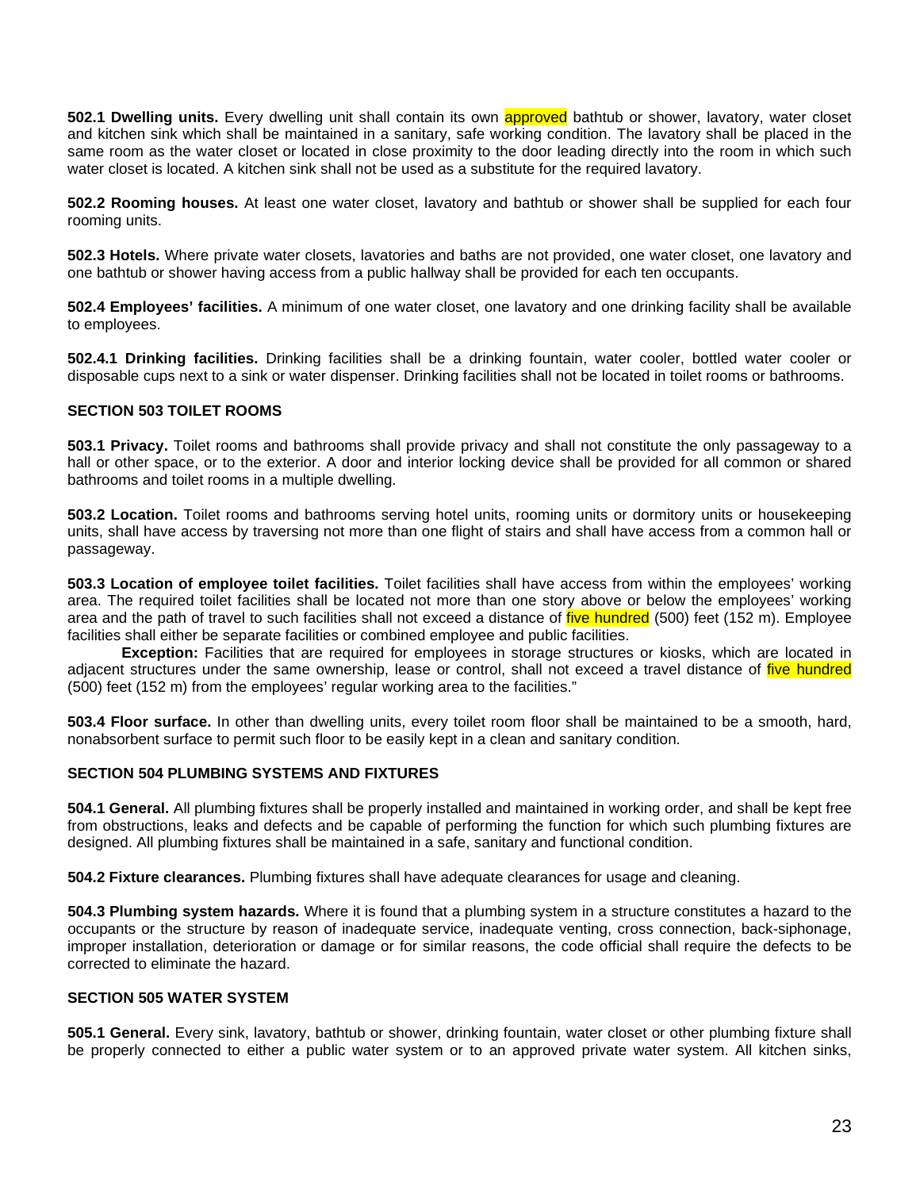**502.1 Dwelling units.** Every dwelling unit shall contain its own approved bathtub or shower, lavatory, water closet and kitchen sink which shall be maintained in a sanitary, safe working condition. The lavatory shall be placed in the same room as the water closet or located in close proximity to the door leading directly into the room in which such water closet is located. A kitchen sink shall not be used as a substitute for the required lavatory.

**502.2 Rooming houses.** At least one water closet, lavatory and bathtub or shower shall be supplied for each four rooming units.

**502.3 Hotels.** Where private water closets, lavatories and baths are not provided, one water closet, one lavatory and one bathtub or shower having access from a public hallway shall be provided for each ten occupants.

**502.4 Employees' facilities.** A minimum of one water closet, one lavatory and one drinking facility shall be available to employees.

**502.4.1 Drinking facilities.** Drinking facilities shall be a drinking fountain, water cooler, bottled water cooler or disposable cups next to a sink or water dispenser. Drinking facilities shall not be located in toilet rooms or bathrooms.

## SECTION 503 TOILET ROOMS

**503.1 Privacy.** Toilet rooms and bathrooms shall provide privacy and shall not constitute the only passageway to a hall or other space, or to the exterior. A door and interior locking device shall be provided for all common or shared bathrooms and toilet rooms in a multiple dwelling.

**503.2 Location.** Toilet rooms and bathrooms serving hotel units, rooming units or dormitory units or housekeeping units, shall have access by traversing not more than one flight of stairs and shall have access from a common hall or passageway.

**503.3 Location of employee toilet facilities.** Toilet facilities shall have access from within the employees' working area. The required toilet facilities shall be located not more than one story above or below the employees' working area and the path of travel to such facilities shall not exceed a distance of five hundred (500) feet (152 m). Employee facilities shall either be separate facilities or combined employee and public facilities.

**Exception:** Facilities that are required for employees in storage structures or kiosks, which are located in adjacent structures under the same ownership, lease or control, shall not exceed a travel distance of five hundred (500) feet (152 m) from the employees' regular working area to the facilities."

**503.4 Floor surface.** In other than dwelling units, every toilet room floor shall be maintained to be a smooth, hard, nonabsorbent surface to permit such floor to be easily kept in a clean and sanitary condition.

## SECTION 504 PLUMBING SYSTEMS AND FIXTURES

**504.1 General.** All plumbing fixtures shall be properly installed and maintained in working order, and shall be kept free from obstructions, leaks and defects and be capable of performing the function for which such plumbing fixtures are designed. All plumbing fixtures shall be maintained in a safe, sanitary and functional condition.

**504.2 Fixture clearances.** Plumbing fixtures shall have adequate clearances for usage and cleaning.

**504.3 Plumbing system hazards.** Where it is found that a plumbing system in a structure constitutes a hazard to the occupants or the structure by reason of inadequate service, inadequate venting, cross connection, back-siphonage, improper installation, deterioration or damage or for similar reasons, the code official shall require the defects to be corrected to eliminate the hazard.

## SECTION 505 WATER SYSTEM

**505.1 General.** Every sink, lavatory, bathtub or shower, drinking fountain, water closet or other plumbing fixture shall be properly connected to either a public water system or to an approved private water system. All kitchen sinks,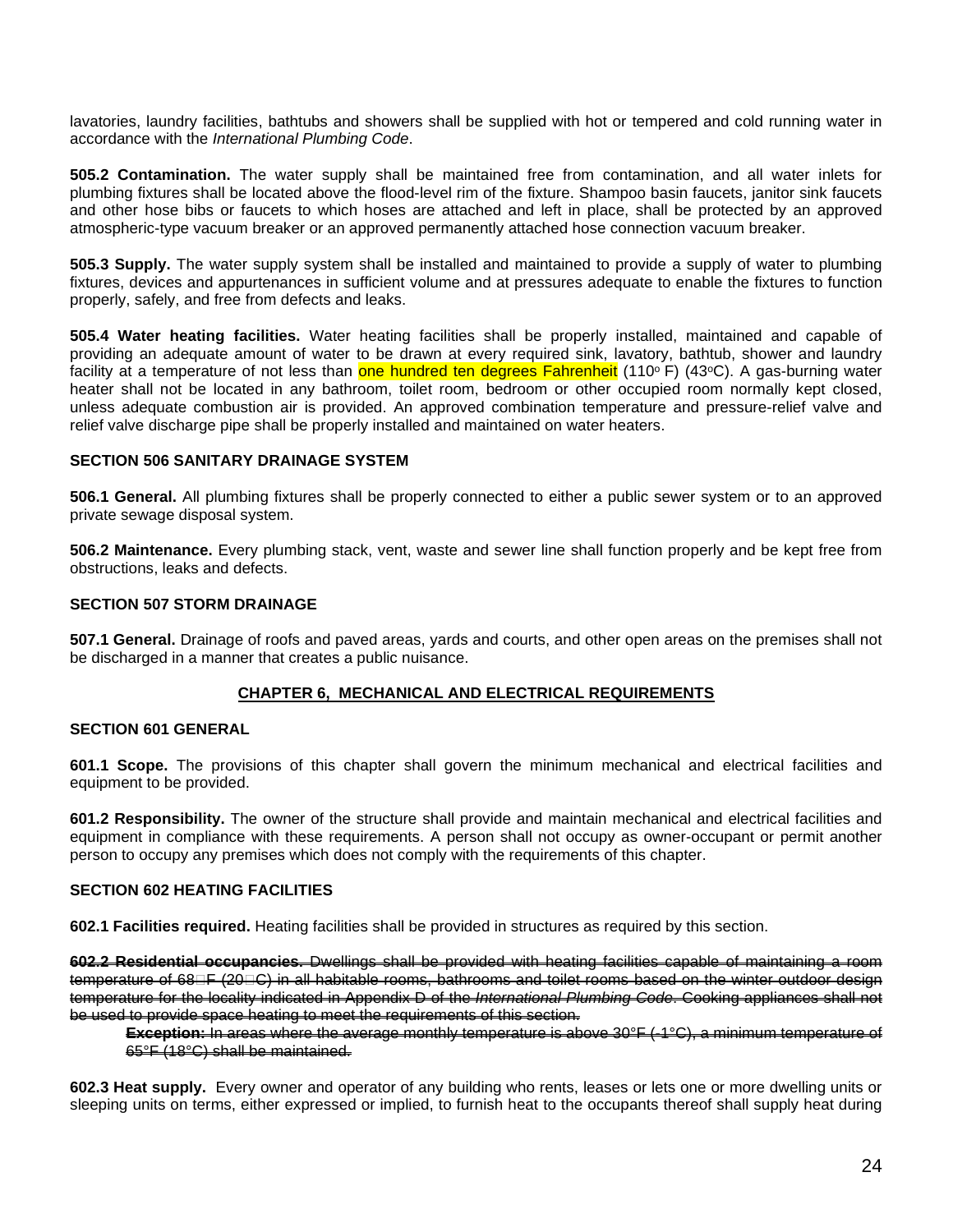lavatories, laundry facilities, bathtubs and showers shall be supplied with hot or tempered and cold running water in accordance with the *International Plumbing Code*.

**505.2 Contamination.** The water supply shall be maintained free from contamination, and all water inlets for plumbing fixtures shall be located above the flood-level rim of the fixture. Shampoo basin faucets, janitor sink faucets and other hose bibs or faucets to which hoses are attached and left in place, shall be protected by an approved atmospheric-type vacuum breaker or an approved permanently attached hose connection vacuum breaker.

**505.3 Supply.** The water supply system shall be installed and maintained to provide a supply of water to plumbing fixtures, devices and appurtenances in sufficient volume and at pressures adequate to enable the fixtures to function properly, safely, and free from defects and leaks.

**505.4 Water heating facilities.** Water heating facilities shall be properly installed, maintained and capable of providing an adequate amount of water to be drawn at every required sink, lavatory, bathtub, shower and laundry facility at a temperature of not less than one hundred ten degrees Fahrenheit (110° F) (43°C). A gas-burning water heater shall not be located in any bathroom, toilet room, bedroom or other occupied room normally kept closed, unless adequate combustion air is provided. An approved combination temperature and pressure-relief valve and relief valve discharge pipe shall be properly installed and maintained on water heaters.

### SECTION 506 SANITARY DRAINAGE SYSTEM

**506.1 General.** All plumbing fixtures shall be properly connected to either a public sewer system or to an approved private sewage disposal system.

**506.2 Maintenance.** Every plumbing stack, vent, waste and sewer line shall function properly and be kept free from obstructions, leaks and defects.

### SECTION 507 STORM DRAINAGE

**507.1 General.** Drainage of roofs and paved areas, yards and courts, and other open areas on the premises shall not be discharged in a manner that creates a public nuisance.

## CHAPTER 6, MECHANICAL AND ELECTRICAL REQUIREMENTS

### SECTION 601 GENERAL

**601.1 Scope.** The provisions of this chapter shall govern the minimum mechanical and electrical facilities and equipment to be provided.

**601.2 Responsibility.** The owner of the structure shall provide and maintain mechanical and electrical facilities and equipment in compliance with these requirements. A person shall not occupy as owner-occupant or permit another person to occupy any premises which does not comply with the requirements of this chapter.

### SECTION 602 HEATING FACILITIES

**602.1 Facilities required.** Heating facilities shall be provided in structures as required by this section.

~~**602.2 Residential occupancies.** Dwellings shall be provided with heating facilities capable of maintaining a room temperature of 68°F (20°C) in all habitable rooms, bathrooms and toilet rooms based on the winter outdoor design temperature for the locality indicated in Appendix D of the *International Plumbing Code*. Cooking appliances shall not be used to provide space heating to meet the requirements of this section.~~

> ~~**Exception:** In areas where the average monthly temperature is above 30°F (-1°C), a minimum temperature of 65°F (18°C) shall be maintained.~~

**602.3 Heat supply.** Every owner and operator of any building who rents, leases or lets one or more dwelling units or sleeping units on terms, either expressed or implied, to furnish heat to the occupants thereof shall supply heat during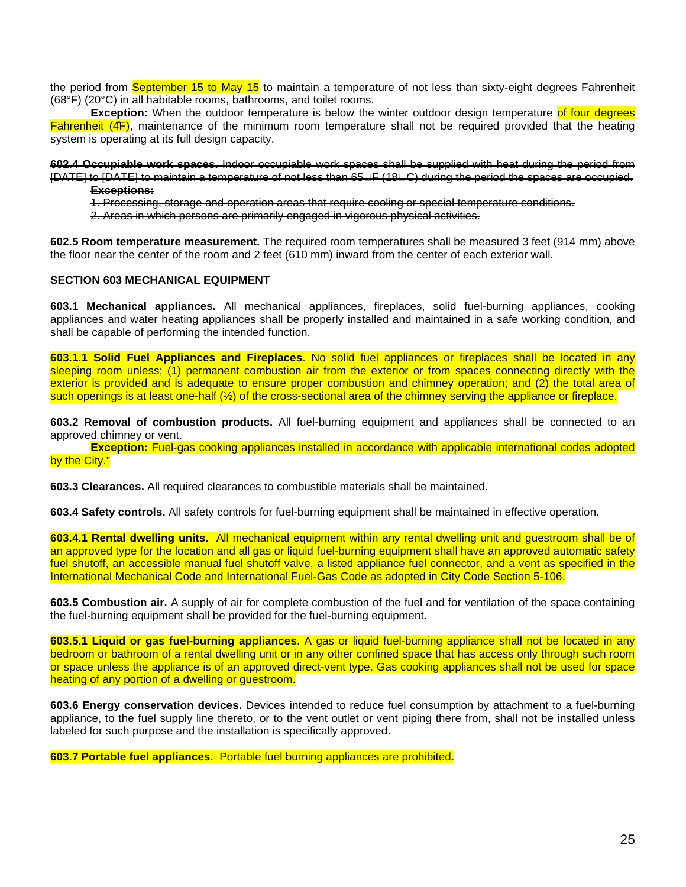the period from September 15 to May 15 to maintain a temperature of not less than sixty-eight degrees Fahrenheit (68°F) (20°C) in all habitable rooms, bathrooms, and toilet rooms.

**Exception:** When the outdoor temperature is below the winter outdoor design temperature of four degrees Fahrenheit (4F), maintenance of the minimum room temperature shall not be required provided that the heating system is operating at its full design capacity.

~~**602.4 Occupiable work spaces.** Indoor occupiable work spaces shall be supplied with heat during the period from [DATE] to [DATE] to maintain a temperature of not less than 65F (18C) during the period the spaces are occupied.~~

~~**Exceptions:**~~

~~1. Processing, storage and operation areas that require cooling or special temperature conditions.~~

~~2. Areas in which persons are primarily engaged in vigorous physical activities.~~

**602.5 Room temperature measurement.** The required room temperatures shall be measured 3 feet (914 mm) above the floor near the center of the room and 2 feet (610 mm) inward from the center of each exterior wall.

## SECTION 603 MECHANICAL EQUIPMENT

**603.1 Mechanical appliances.** All mechanical appliances, fireplaces, solid fuel-burning appliances, cooking appliances and water heating appliances shall be properly installed and maintained in a safe working condition, and shall be capable of performing the intended function.

**603.1.1 Solid Fuel Appliances and Fireplaces**. No solid fuel appliances or fireplaces shall be located in any sleeping room unless; (1) permanent combustion air from the exterior or from spaces connecting directly with the exterior is provided and is adequate to ensure proper combustion and chimney operation; and (2) the total area of such openings is at least one-half (½) of the cross-sectional area of the chimney serving the appliance or fireplace.

**603.2 Removal of combustion products.** All fuel-burning equipment and appliances shall be connected to an approved chimney or vent.

**Exception:** Fuel-gas cooking appliances installed in accordance with applicable international codes adopted by the City."

**603.3 Clearances.** All required clearances to combustible materials shall be maintained.

**603.4 Safety controls.** All safety controls for fuel-burning equipment shall be maintained in effective operation.

**603.4.1 Rental dwelling units.** All mechanical equipment within any rental dwelling unit and guestroom shall be of an approved type for the location and all gas or liquid fuel-burning equipment shall have an approved automatic safety fuel shutoff, an accessible manual fuel shutoff valve, a listed appliance fuel connector, and a vent as specified in the International Mechanical Code and International Fuel-Gas Code as adopted in City Code Section 5-106.

**603.5 Combustion air.** A supply of air for complete combustion of the fuel and for ventilation of the space containing the fuel-burning equipment shall be provided for the fuel-burning equipment.

**603.5.1 Liquid or gas fuel-burning appliances**. A gas or liquid fuel-burning appliance shall not be located in any bedroom or bathroom of a rental dwelling unit or in any other confined space that has access only through such room or space unless the appliance is of an approved direct-vent type. Gas cooking appliances shall not be used for space heating of any portion of a dwelling or guestroom.

**603.6 Energy conservation devices.** Devices intended to reduce fuel consumption by attachment to a fuel-burning appliance, to the fuel supply line thereto, or to the vent outlet or vent piping there from, shall not be installed unless labeled for such purpose and the installation is specifically approved.

**603.7 Portable fuel appliances.** Portable fuel burning appliances are prohibited.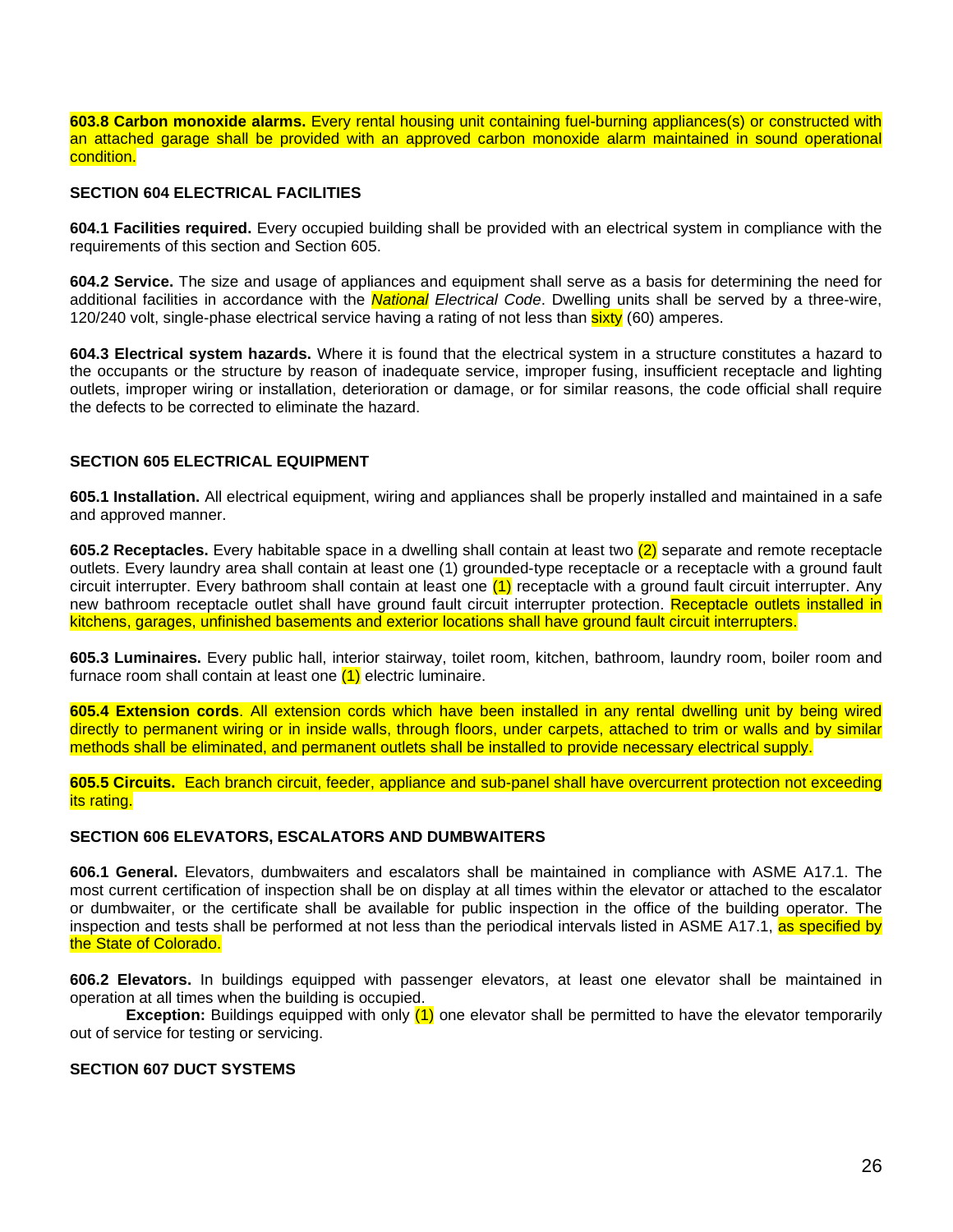**603.8 Carbon monoxide alarms.** Every rental housing unit containing fuel-burning appliances(s) or constructed with an attached garage shall be provided with an approved carbon monoxide alarm maintained in sound operational condition.

**SECTION 604 ELECTRICAL FACILITIES**

**604.1 Facilities required.** Every occupied building shall be provided with an electrical system in compliance with the requirements of this section and Section 605.

**604.2 Service.** The size and usage of appliances and equipment shall serve as a basis for determining the need for additional facilities in accordance with the *National Electrical Code*. Dwelling units shall be served by a three-wire, 120/240 volt, single-phase electrical service having a rating of not less than sixty (60) amperes.

**604.3 Electrical system hazards.** Where it is found that the electrical system in a structure constitutes a hazard to the occupants or the structure by reason of inadequate service, improper fusing, insufficient receptacle and lighting outlets, improper wiring or installation, deterioration or damage, or for similar reasons, the code official shall require the defects to be corrected to eliminate the hazard.

**SECTION 605 ELECTRICAL EQUIPMENT**

**605.1 Installation.** All electrical equipment, wiring and appliances shall be properly installed and maintained in a safe and approved manner.

**605.2 Receptacles.** Every habitable space in a dwelling shall contain at least two (2) separate and remote receptacle outlets. Every laundry area shall contain at least one (1) grounded-type receptacle or a receptacle with a ground fault circuit interrupter. Every bathroom shall contain at least one (1) receptacle with a ground fault circuit interrupter. Any new bathroom receptacle outlet shall have ground fault circuit interrupter protection. Receptacle outlets installed in kitchens, garages, unfinished basements and exterior locations shall have ground fault circuit interrupters.

**605.3 Luminaires.** Every public hall, interior stairway, toilet room, kitchen, bathroom, laundry room, boiler room and furnace room shall contain at least one (1) electric luminaire.

**605.4 Extension cords**. All extension cords which have been installed in any rental dwelling unit by being wired directly to permanent wiring or in inside walls, through floors, under carpets, attached to trim or walls and by similar methods shall be eliminated, and permanent outlets shall be installed to provide necessary electrical supply.

**605.5 Circuits.** Each branch circuit, feeder, appliance and sub-panel shall have overcurrent protection not exceeding its rating.

**SECTION 606 ELEVATORS, ESCALATORS AND DUMBWAITERS**

**606.1 General.** Elevators, dumbwaiters and escalators shall be maintained in compliance with ASME A17.1. The most current certification of inspection shall be on display at all times within the elevator or attached to the escalator or dumbwaiter, or the certificate shall be available for public inspection in the office of the building operator. The inspection and tests shall be performed at not less than the periodical intervals listed in ASME A17.1, as specified by the State of Colorado.

**606.2 Elevators.** In buildings equipped with passenger elevators, at least one elevator shall be maintained in operation at all times when the building is occupied.

**Exception:** Buildings equipped with only (1) one elevator shall be permitted to have the elevator temporarily out of service for testing or servicing.

**SECTION 607 DUCT SYSTEMS**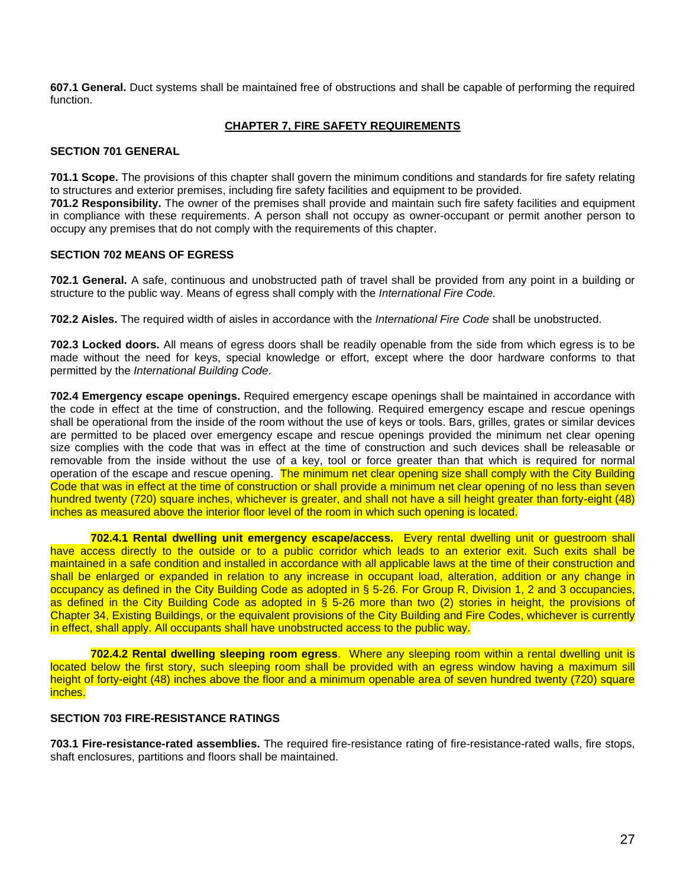**607.1 General.** Duct systems shall be maintained free of obstructions and shall be capable of performing the required function.

## CHAPTER 7, FIRE SAFETY REQUIREMENTS

### SECTION 701 GENERAL

**701.1 Scope.** The provisions of this chapter shall govern the minimum conditions and standards for fire safety relating to structures and exterior premises, including fire safety facilities and equipment to be provided.

**701.2 Responsibility.** The owner of the premises shall provide and maintain such fire safety facilities and equipment in compliance with these requirements. A person shall not occupy as owner-occupant or permit another person to occupy any premises that do not comply with the requirements of this chapter.

### SECTION 702 MEANS OF EGRESS

**702.1 General.** A safe, continuous and unobstructed path of travel shall be provided from any point in a building or structure to the public way. Means of egress shall comply with the *International Fire Code.*

**702.2 Aisles.** The required width of aisles in accordance with the *International Fire Code* shall be unobstructed.

**702.3 Locked doors.** All means of egress doors shall be readily openable from the side from which egress is to be made without the need for keys, special knowledge or effort, except where the door hardware conforms to that permitted by the *International Building Code*.

**702.4 Emergency escape openings.** Required emergency escape openings shall be maintained in accordance with the code in effect at the time of construction, and the following. Required emergency escape and rescue openings shall be operational from the inside of the room without the use of keys or tools. Bars, grilles, grates or similar devices are permitted to be placed over emergency escape and rescue openings provided the minimum net clear opening size complies with the code that was in effect at the time of construction and such devices shall be releasable or removable from the inside without the use of a key, tool or force greater than that which is required for normal operation of the escape and rescue opening. The minimum net clear opening size shall comply with the City Building Code that was in effect at the time of construction or shall provide a minimum net clear opening of no less than seven hundred twenty (720) square inches, whichever is greater, and shall not have a sill height greater than forty-eight (48) inches as measured above the interior floor level of the room in which such opening is located.

**702.4.1 Rental dwelling unit emergency escape/access.** Every rental dwelling unit or guestroom shall have access directly to the outside or to a public corridor which leads to an exterior exit. Such exits shall be maintained in a safe condition and installed in accordance with all applicable laws at the time of their construction and shall be enlarged or expanded in relation to any increase in occupant load, alteration, addition or any change in occupancy as defined in the City Building Code as adopted in § 5-26. For Group R, Division 1, 2 and 3 occupancies, as defined in the City Building Code as adopted in § 5-26 more than two (2) stories in height, the provisions of Chapter 34, Existing Buildings, or the equivalent provisions of the City Building and Fire Codes, whichever is currently in effect, shall apply. All occupants shall have unobstructed access to the public way.

**702.4.2 Rental dwelling sleeping room egress**. Where any sleeping room within a rental dwelling unit is located below the first story, such sleeping room shall be provided with an egress window having a maximum sill height of forty-eight (48) inches above the floor and a minimum openable area of seven hundred twenty (720) square inches.

### SECTION 703 FIRE-RESISTANCE RATINGS

**703.1 Fire-resistance-rated assemblies.** The required fire-resistance rating of fire-resistance-rated walls, fire stops, shaft enclosures, partitions and floors shall be maintained.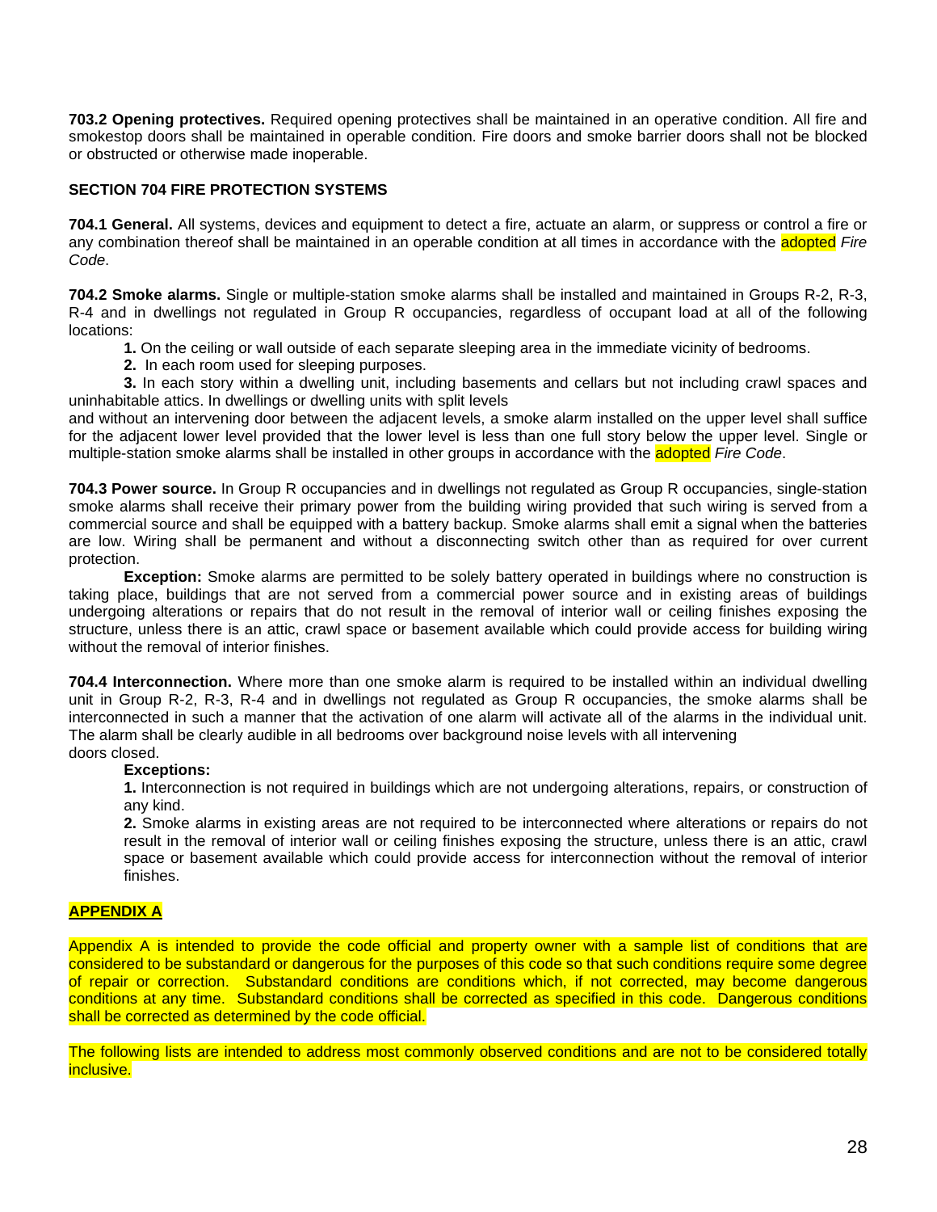**703.2 Opening protectives.** Required opening protectives shall be maintained in an operative condition. All fire and smokestop doors shall be maintained in operable condition. Fire doors and smoke barrier doors shall not be blocked or obstructed or otherwise made inoperable.

**SECTION 704 FIRE PROTECTION SYSTEMS**

**704.1 General.** All systems, devices and equipment to detect a fire, actuate an alarm, or suppress or control a fire or any combination thereof shall be maintained in an operable condition at all times in accordance with the adopted *Fire Code*.

**704.2 Smoke alarms.** Single or multiple-station smoke alarms shall be installed and maintained in Groups R-2, R-3, R-4 and in dwellings not regulated in Group R occupancies, regardless of occupant load at all of the following locations:

**1.** On the ceiling or wall outside of each separate sleeping area in the immediate vicinity of bedrooms.

**2.** In each room used for sleeping purposes.

**3.** In each story within a dwelling unit, including basements and cellars but not including crawl spaces and uninhabitable attics. In dwellings or dwelling units with split levels and without an intervening door between the adjacent levels, a smoke alarm installed on the upper level shall suffice for the adjacent lower level provided that the lower level is less than one full story below the upper level. Single or multiple-station smoke alarms shall be installed in other groups in accordance with the adopted *Fire Code*.

**704.3 Power source.** In Group R occupancies and in dwellings not regulated as Group R occupancies, single-station smoke alarms shall receive their primary power from the building wiring provided that such wiring is served from a commercial source and shall be equipped with a battery backup. Smoke alarms shall emit a signal when the batteries are low. Wiring shall be permanent and without a disconnecting switch other than as required for over current protection.

**Exception:** Smoke alarms are permitted to be solely battery operated in buildings where no construction is taking place, buildings that are not served from a commercial power source and in existing areas of buildings undergoing alterations or repairs that do not result in the removal of interior wall or ceiling finishes exposing the structure, unless there is an attic, crawl space or basement available which could provide access for building wiring without the removal of interior finishes.

**704.4 Interconnection.** Where more than one smoke alarm is required to be installed within an individual dwelling unit in Group R-2, R-3, R-4 and in dwellings not regulated as Group R occupancies, the smoke alarms shall be interconnected in such a manner that the activation of one alarm will activate all of the alarms in the individual unit. The alarm shall be clearly audible in all bedrooms over background noise levels with all intervening doors closed.

**Exceptions:**

**1.** Interconnection is not required in buildings which are not undergoing alterations, repairs, or construction of any kind.

**2.** Smoke alarms in existing areas are not required to be interconnected where alterations or repairs do not result in the removal of interior wall or ceiling finishes exposing the structure, unless there is an attic, crawl space or basement available which could provide access for interconnection without the removal of interior finishes.

**APPENDIX A**

Appendix A is intended to provide the code official and property owner with a sample list of conditions that are considered to be substandard or dangerous for the purposes of this code so that such conditions require some degree of repair or correction. Substandard conditions are conditions which, if not corrected, may become dangerous conditions at any time. Substandard conditions shall be corrected as specified in this code. Dangerous conditions shall be corrected as determined by the code official.

The following lists are intended to address most commonly observed conditions and are not to be considered totally inclusive.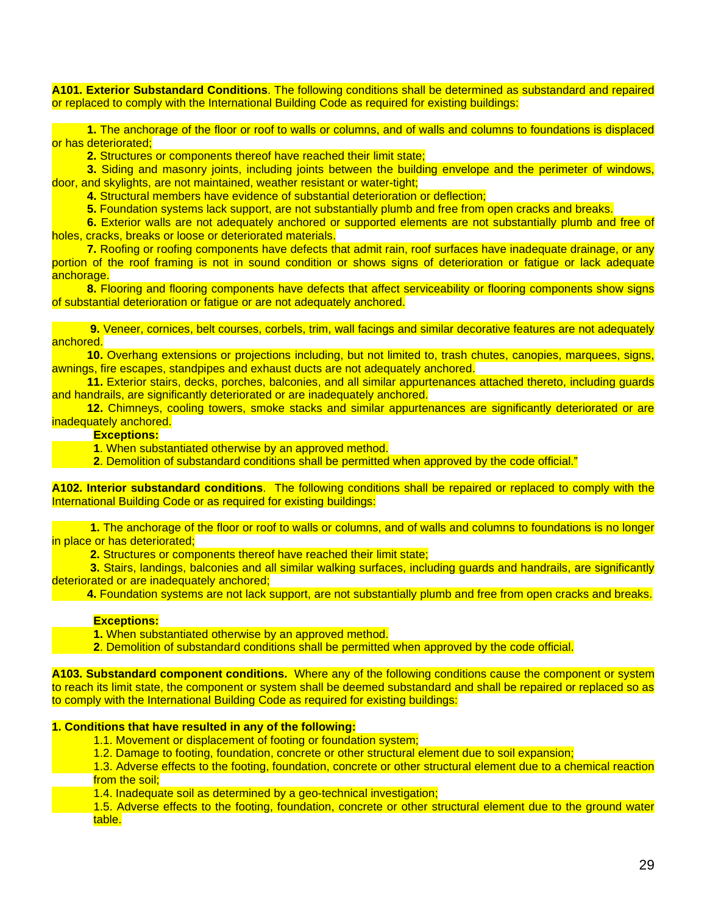**A101. Exterior Substandard Conditions**. The following conditions shall be determined as substandard and repaired or replaced to comply with the International Building Code as required for existing buildings:

**1.** The anchorage of the floor or roof to walls or columns, and of walls and columns to foundations is displaced or has deteriorated;
**2.** Structures or components thereof have reached their limit state;
**3.** Siding and masonry joints, including joints between the building envelope and the perimeter of windows, door, and skylights, are not maintained, weather resistant or water-tight;
**4.** Structural members have evidence of substantial deterioration or deflection;
**5.** Foundation systems lack support, are not substantially plumb and free from open cracks and breaks.
**6.** Exterior walls are not adequately anchored or supported elements are not substantially plumb and free of holes, cracks, breaks or loose or deteriorated materials.
**7.** Roofing or roofing components have defects that admit rain, roof surfaces have inadequate drainage, or any portion of the roof framing is not in sound condition or shows signs of deterioration or fatigue or lack adequate anchorage.
**8.** Flooring and flooring components have defects that affect serviceability or flooring components show signs of substantial deterioration or fatigue or are not adequately anchored.

**9.** Veneer, cornices, belt courses, corbels, trim, wall facings and similar decorative features are not adequately anchored.
**10.** Overhang extensions or projections including, but not limited to, trash chutes, canopies, marquees, signs, awnings, fire escapes, standpipes and exhaust ducts are not adequately anchored.
**11.** Exterior stairs, decks, porches, balconies, and all similar appurtenances attached thereto, including guards and handrails, are significantly deteriorated or are inadequately anchored.
**12.** Chimneys, cooling towers, smoke stacks and similar appurtenances are significantly deteriorated or are inadequately anchored.

**Exceptions:**
**1**. When substantiated otherwise by an approved method.
**2**. Demolition of substandard conditions shall be permitted when approved by the code official."

**A102. Interior substandard conditions**. The following conditions shall be repaired or replaced to comply with the International Building Code or as required for existing buildings:

**1.** The anchorage of the floor or roof to walls or columns, and of walls and columns to foundations is no longer in place or has deteriorated;
**2.** Structures or components thereof have reached their limit state;
**3.** Stairs, landings, balconies and all similar walking surfaces, including guards and handrails, are significantly deteriorated or are inadequately anchored;
**4.** Foundation systems are not lack support, are not substantially plumb and free from open cracks and breaks.

**Exceptions:**
**1.** When substantiated otherwise by an approved method.
**2**. Demolition of substandard conditions shall be permitted when approved by the code official.

**A103. Substandard component conditions.** Where any of the following conditions cause the component or system to reach its limit state, the component or system shall be deemed substandard and shall be repaired or replaced so as to comply with the International Building Code as required for existing buildings:

**1. Conditions that have resulted in any of the following:**
1.1. Movement or displacement of footing or foundation system;
1.2. Damage to footing, foundation, concrete or other structural element due to soil expansion;
1.3. Adverse effects to the footing, foundation, concrete or other structural element due to a chemical reaction from the soil;
1.4. Inadequate soil as determined by a geo-technical investigation;
1.5. Adverse effects to the footing, foundation, concrete or other structural element due to the ground water table.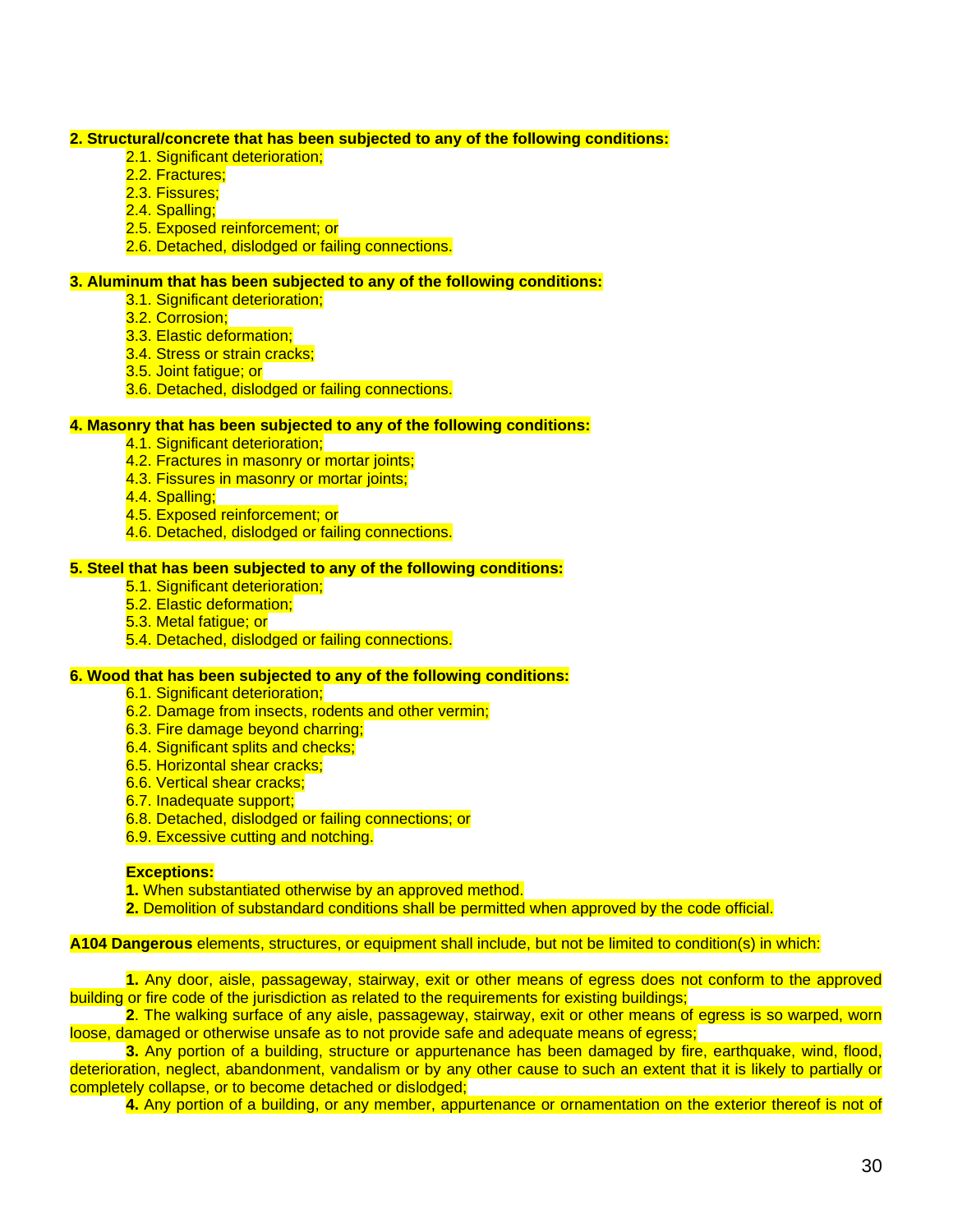**2. Structural/concrete that has been subjected to any of the following conditions:**

- 2.1. Significant deterioration;
- 2.2. Fractures;
- 2.3. Fissures;
- 2.4. Spalling;
- 2.5. Exposed reinforcement; or
- 2.6. Detached, dislodged or failing connections.

**3. Aluminum that has been subjected to any of the following conditions:**

- 3.1. Significant deterioration;
- 3.2. Corrosion;
- 3.3. Elastic deformation;
- 3.4. Stress or strain cracks;
- 3.5. Joint fatigue; or
- 3.6. Detached, dislodged or failing connections.

**4. Masonry that has been subjected to any of the following conditions:**

- 4.1. Significant deterioration;
- 4.2. Fractures in masonry or mortar joints;
- 4.3. Fissures in masonry or mortar joints;
- 4.4. Spalling;
- 4.5. Exposed reinforcement; or
- 4.6. Detached, dislodged or failing connections.

**5. Steel that has been subjected to any of the following conditions:**

- 5.1. Significant deterioration;
- 5.2. Elastic deformation;
- 5.3. Metal fatigue; or
- 5.4. Detached, dislodged or failing connections.

**6. Wood that has been subjected to any of the following conditions:**

- 6.1. Significant deterioration;
- 6.2. Damage from insects, rodents and other vermin;
- 6.3. Fire damage beyond charring;
- 6.4. Significant splits and checks;
- 6.5. Horizontal shear cracks;
- 6.6. Vertical shear cracks;
- 6.7. Inadequate support;
- 6.8. Detached, dislodged or failing connections; or
- 6.9. Excessive cutting and notching.

**Exceptions:**

**1.** When substantiated otherwise by an approved method.

**2.** Demolition of substandard conditions shall be permitted when approved by the code official.

**A104 Dangerous** elements, structures, or equipment shall include, but not be limited to condition(s) in which:

**1.** Any door, aisle, passageway, stairway, exit or other means of egress does not conform to the approved building or fire code of the jurisdiction as related to the requirements for existing buildings;

**2**. The walking surface of any aisle, passageway, stairway, exit or other means of egress is so warped, worn loose, damaged or otherwise unsafe as to not provide safe and adequate means of egress;

**3.** Any portion of a building, structure or appurtenance has been damaged by fire, earthquake, wind, flood, deterioration, neglect, abandonment, vandalism or by any other cause to such an extent that it is likely to partially or completely collapse, or to become detached or dislodged;

**4.** Any portion of a building, or any member, appurtenance or ornamentation on the exterior thereof is not of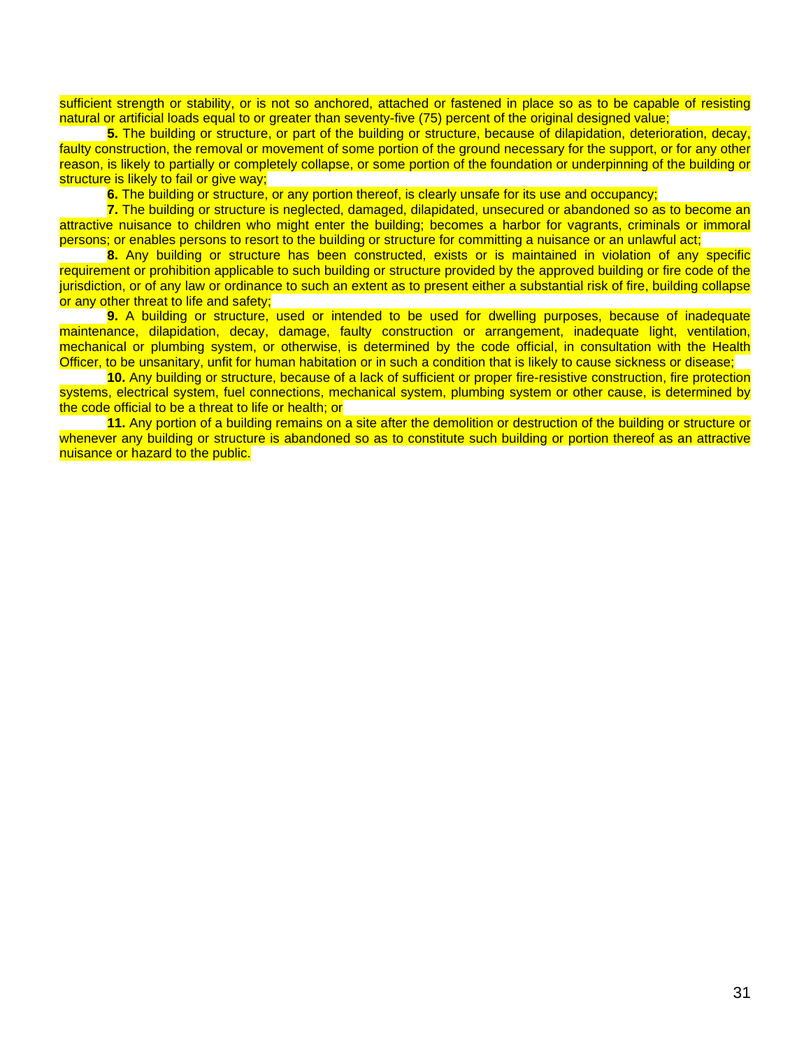sufficient strength or stability, or is not so anchored, attached or fastened in place so as to be capable of resisting natural or artificial loads equal to or greater than seventy-five (75) percent of the original designed value;

**5.** The building or structure, or part of the building or structure, because of dilapidation, deterioration, decay, faulty construction, the removal or movement of some portion of the ground necessary for the support, or for any other reason, is likely to partially or completely collapse, or some portion of the foundation or underpinning of the building or structure is likely to fail or give way;

**6.** The building or structure, or any portion thereof, is clearly unsafe for its use and occupancy;

**7.** The building or structure is neglected, damaged, dilapidated, unsecured or abandoned so as to become an attractive nuisance to children who might enter the building; becomes a harbor for vagrants, criminals or immoral persons; or enables persons to resort to the building or structure for committing a nuisance or an unlawful act;

**8.** Any building or structure has been constructed, exists or is maintained in violation of any specific requirement or prohibition applicable to such building or structure provided by the approved building or fire code of the jurisdiction, or of any law or ordinance to such an extent as to present either a substantial risk of fire, building collapse or any other threat to life and safety;

**9.** A building or structure, used or intended to be used for dwelling purposes, because of inadequate maintenance, dilapidation, decay, damage, faulty construction or arrangement, inadequate light, ventilation, mechanical or plumbing system, or otherwise, is determined by the code official, in consultation with the Health Officer, to be unsanitary, unfit for human habitation or in such a condition that is likely to cause sickness or disease;

**10.** Any building or structure, because of a lack of sufficient or proper fire-resistive construction, fire protection systems, electrical system, fuel connections, mechanical system, plumbing system or other cause, is determined by the code official to be a threat to life or health; or

**11.** Any portion of a building remains on a site after the demolition or destruction of the building or structure or whenever any building or structure is abandoned so as to constitute such building or portion thereof as an attractive nuisance or hazard to the public.